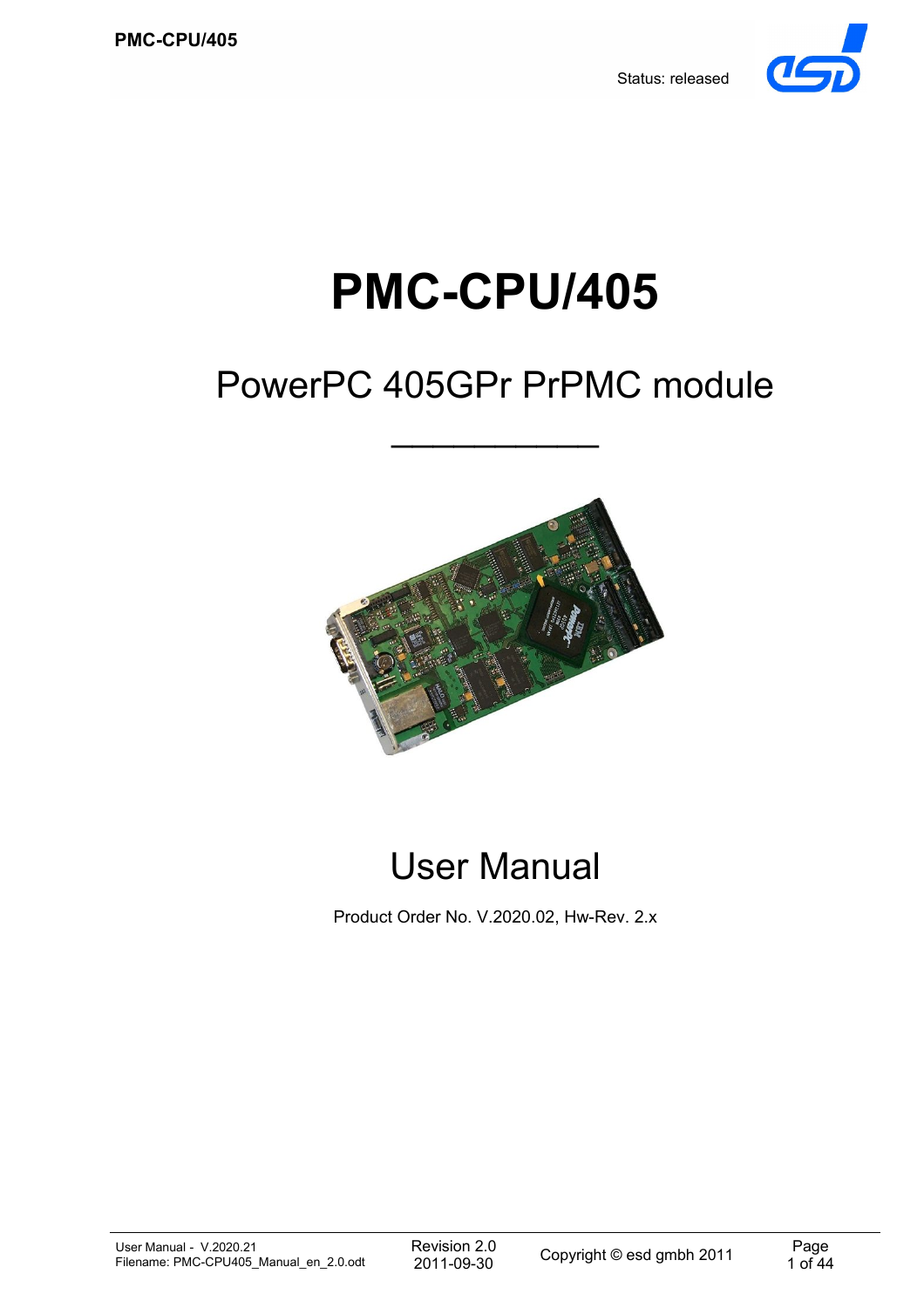Status: released

# PMC-CPU/405

## PowerPC 405GPr PrPMC module

___________

## User Manual

Product Order No. V.2020.02, Hw-Rev. 2.x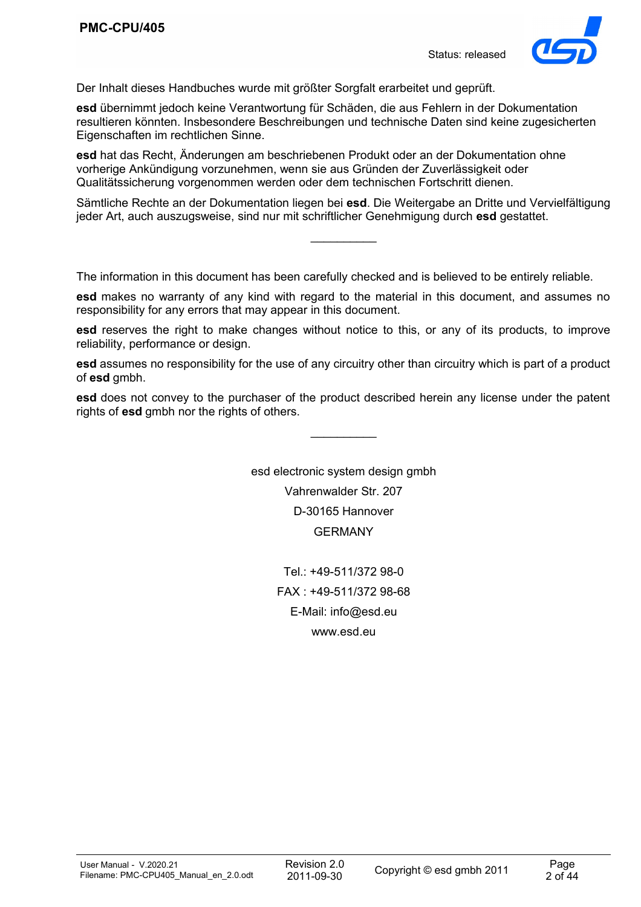Der Inhalt dieses Handbuches wurde mit größter Sorgfalt erarbeitet und geprüft.

**esd** übernimmt jedoch keine Verantwortung für Schäden, die aus Fehlern in der Dokumentation resultieren könnten. Insbesondere Beschreibungen und technische Daten sind keine zugesicherten Eigenschaften im rechtlichen Sinne.

**esd** hat das Recht, Änderungen am beschriebenen Produkt oder an der Dokumentation ohne vorherige Ankündigung vorzunehmen, wenn sie aus Gründen der Zuverlässigkeit oder Qualitätssicherung vorgenommen werden oder dem technischen Fortschritt dienen.

Sämtliche Rechte an der Dokumentation liegen bei **esd**. Die Weitergabe an Dritte und Vervielfältigung jeder Art, auch auszugsweise, sind nur mit schriftlicher Genehmigung durch **esd** gestattet.

__________

The information in this document has been carefully checked and is believed to be entirely reliable.

**esd** makes no warranty of any kind with regard to the material in this document, and assumes no responsibility for any errors that may appear in this document.

**esd** reserves the right to make changes without notice to this, or any of its products, to improve reliability, performance or design.

**esd** assumes no responsibility for the use of any circuitry other than circuitry which is part of a product of **esd** gmbh.

**esd** does not convey to the purchaser of the product described herein any license under the patent rights of **esd** gmbh nor the rights of others.

__________

esd electronic system design gmbh

Vahrenwalder Str. 207

D-30165 Hannover

GERMANY

Tel.: +49-511/372 98-0

FAX : +49-511/372 98-68

E-Mail: info@esd.eu

www.esd.eu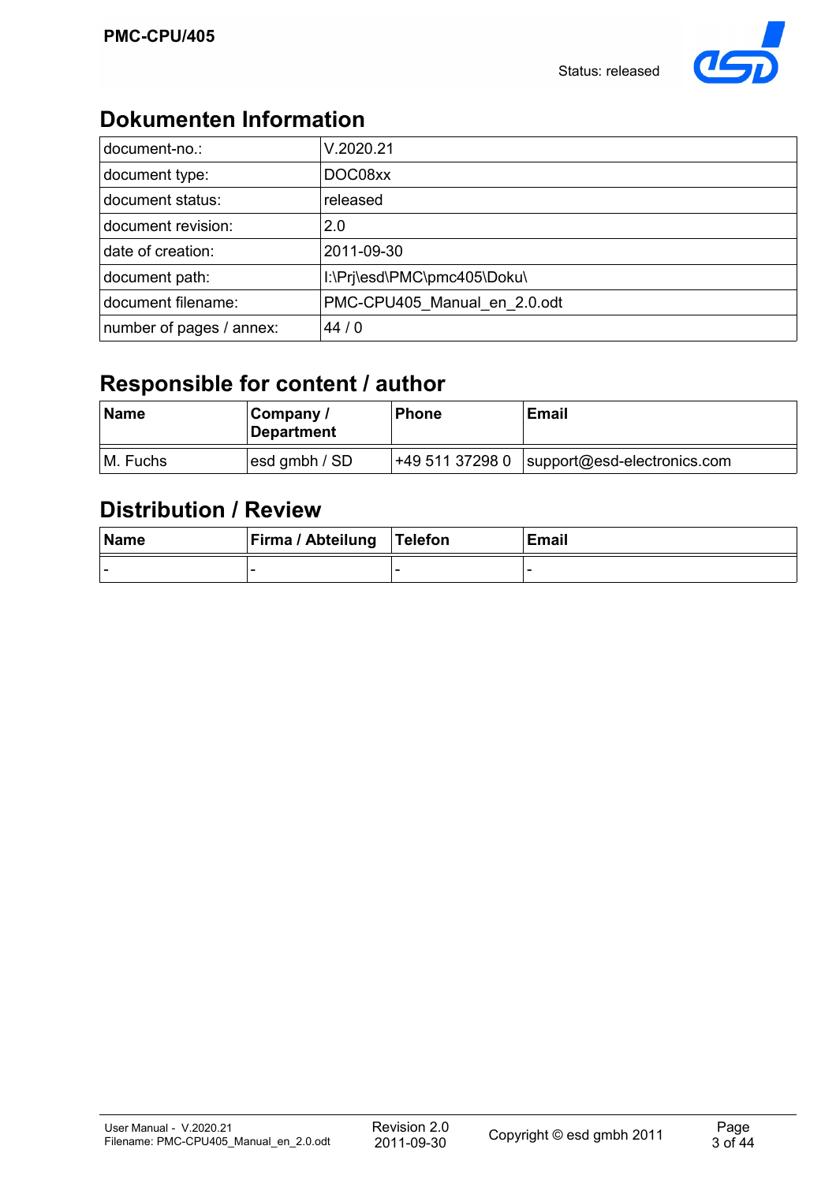## Dokumenten Information

| | |
|---|---|
| document-no.: | V.2020.21 |
| document type: | DOC08xx |
| document status: | released |
| document revision: | 2.0 |
| date of creation: | 2011-09-30 |
| document path: | I:\Prj\esd\PMC\pmc405\Doku\ |
| document filename: | PMC-CPU405_Manual_en_2.0.odt |
| number of pages / annex: | 44 / 0 |

## Responsible for content / author

| Name | Company / Department | Phone | Email |
|---|---|---|---|
| M. Fuchs | esd gmbh / SD | +49 511 37298 0 | support@esd-electronics.com |

## Distribution / Review

| Name | Firma / Abteilung | Telefon | Email |
|---|---|---|---|
| - | - | - | - |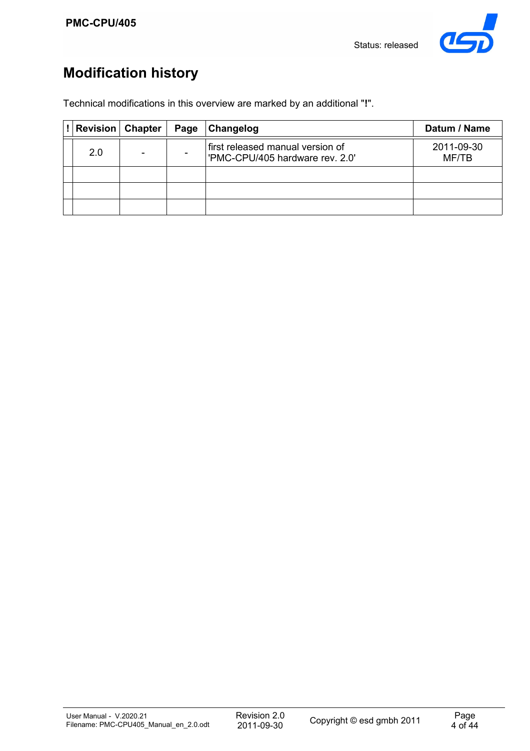# Modification history

Technical modifications in this overview are marked by an additional "**!**".

| ! | Revision | Chapter | Page | Changelog | Datum / Name |
|---|---|---|---|---|---|
| | 2.0 | - | - | first released manual version of 'PMC-CPU/405 hardware rev. 2.0' | 2011-09-30 MF/TB |
| | | | | | |
| | | | | | |
| | | | | | |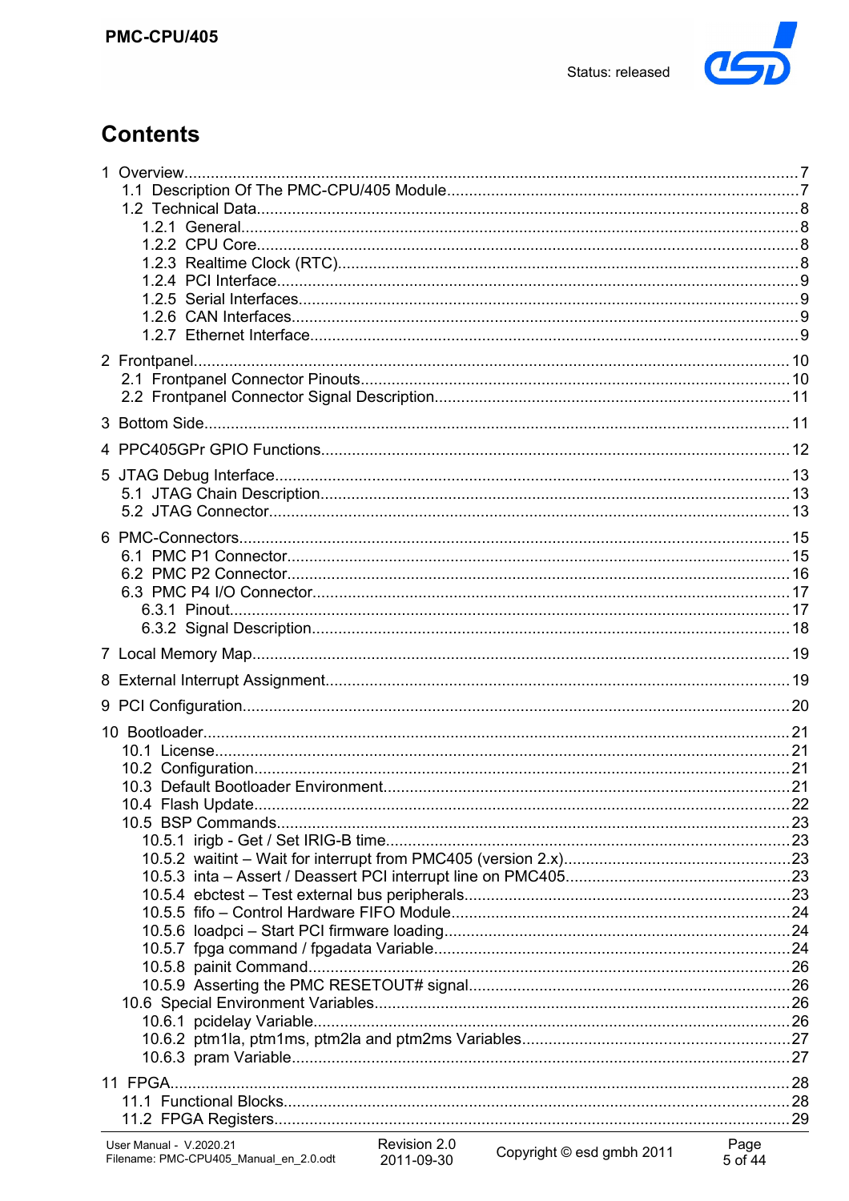# Contents

1 Overview.......................................................................................................7
  1.1 Description Of The PMC-CPU/405 Module.............................................7
  1.2 Technical Data.........................................................................................8
    1.2.1 General..............................................................................................8
    1.2.2 CPU Core...........................................................................................8
    1.2.3 Realtime Clock (RTC).........................................................................8
    1.2.4 PCI Interface.......................................................................................9
    1.2.5 Serial Interfaces..................................................................................9
    1.2.6 CAN Interfaces....................................................................................9
    1.2.7 Ethernet Interface...............................................................................9

2 Frontpanel....................................................................................................10
  2.1 Frontpanel Connector Pinouts.................................................................10
  2.2 Frontpanel Connector Signal Description................................................11

3 Bottom Side..................................................................................................11

4 PPC405GPr GPIO Functions........................................................................12

5 JTAG Debug Interface...................................................................................13
  5.1 JTAG Chain Description..........................................................................13
  5.2 JTAG Connector......................................................................................13

6 PMC-Connectors...........................................................................................15
  6.1 PMC P1 Connector..................................................................................15
  6.2 PMC P2 Connector..................................................................................16
  6.3 PMC P4 I/O Connector............................................................................17
    6.3.1 Pinout...............................................................................................17
    6.3.2 Signal Description.............................................................................18

7 Local Memory Map........................................................................................19

8 External Interrupt Assignment.......................................................................19

9 PCI Configuration..........................................................................................20

10 Bootloader...................................................................................................21
  10.1 License.................................................................................................21
  10.2 Configuration.........................................................................................21
  10.3 Default Bootloader Environment............................................................21
  10.4 Flash Update.........................................................................................22
  10.5 BSP Commands....................................................................................23
    10.5.1 irigb - Get / Set IRIG-B time............................................................23
    10.5.2 waitint – Wait for interrupt from PMC405 (version 2.x)....................23
    10.5.3 inta – Assert / Deassert PCI interrupt line on PMC405.....................23
    10.5.4 ebctest – Test external bus peripherals...........................................23
    10.5.5 fifo – Control Hardware FIFO Module..............................................24
    10.5.6 loadpci – Start PCI firmware loading...............................................24
    10.5.7 fpga command / fpgadata Variable..................................................24
    10.5.8 painit Command...............................................................................26
    10.5.9 Asserting the PMC RESETOUT# signal...........................................26
  10.6 Special Environment Variables..............................................................26
    10.6.1 pcidelay Variable..............................................................................26
    10.6.2 ptm1la, ptm1ms, ptm2la and ptm2ms Variables...............................27
    10.6.3 pram Variable...................................................................................27

11 FPGA...........................................................................................................28
  11.1 Functional Blocks..................................................................................28
  11.2 FPGA Registers.....................................................................................29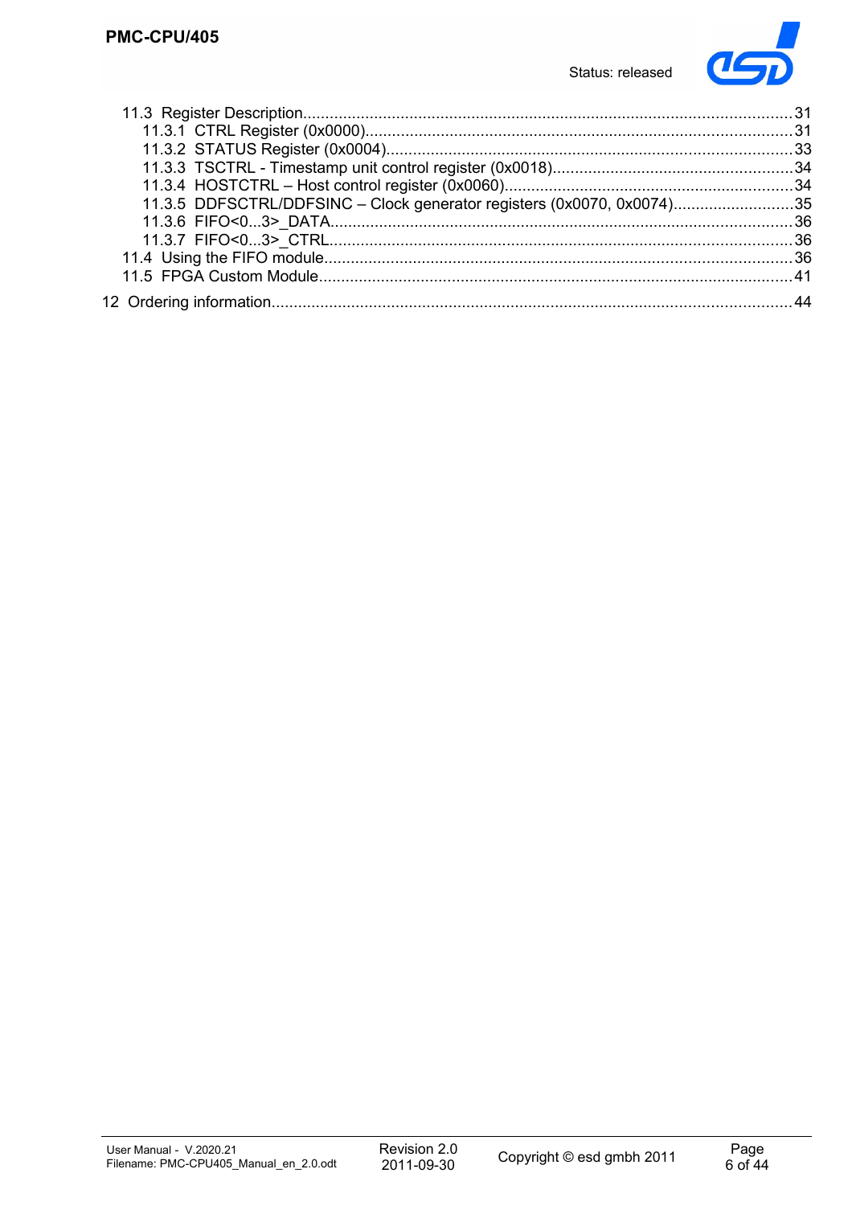11.3 Register Description....................................................................................................31
- 11.3.1 CTRL Register (0x0000)..........................................................................................31
- 11.3.2 STATUS Register (0x0004).......................................................................................33
- 11.3.3 TSCTRL - Timestamp unit control register (0x0018)..................................................34
- 11.3.4 HOSTCTRL – Host control register (0x0060).............................................................34
- 11.3.5 DDFSCTRL/DDFSINC – Clock generator registers (0x0070, 0x0074)...........................35
- 11.3.6 FIFO<0...3>_DATA..................................................................................................36
- 11.3.7 FIFO<0...3>_CTRL...................................................................................................36

11.4 Using the FIFO module......................................................................................................36

11.5 FPGA Custom Module.........................................................................................................41

12 Ordering information............................................................................................................44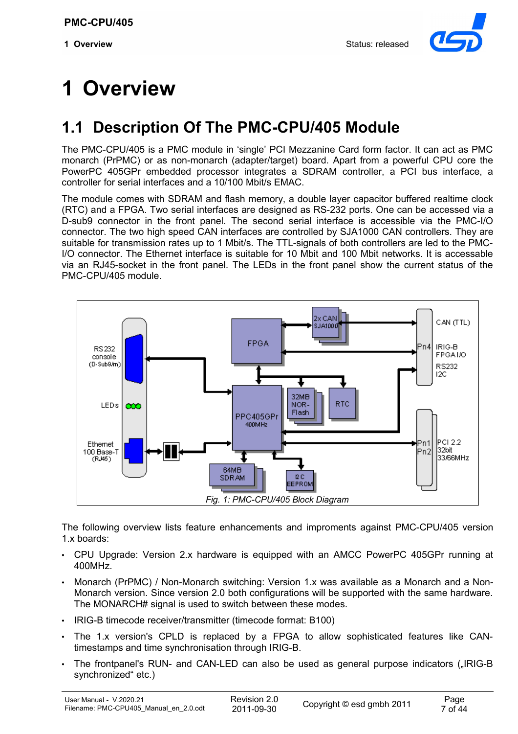# 1 Overview

## 1.1 Description Of The PMC-CPU/405 Module

The PMC-CPU/405 is a PMC module in ‘single’ PCI Mezzanine Card form factor. It can act as PMC monarch (PrPMC) or as non-monarch (adapter/target) board. Apart from a powerful CPU core the PowerPC 405GPr embedded processor integrates a SDRAM controller, a PCI bus interface, a controller for serial interfaces and a 10/100 Mbit/s EMAC.

The module comes with SDRAM and flash memory, a double layer capacitor buffered realtime clock (RTC) and a FPGA. Two serial interfaces are designed as RS-232 ports. One can be accessed via a D-sub9 connector in the front panel. The second serial interface is accessible via the PMC-I/O connector. The two high speed CAN interfaces are controlled by SJA1000 CAN controllers. They are suitable for transmission rates up to 1 Mbit/s. The TTL-signals of both controllers are led to the PMC-I/O connector. The Ethernet interface is suitable for 10 Mbit and 100 Mbit networks. It is accessable via an RJ45-socket in the front panel. The LEDs in the front panel show the current status of the PMC-CPU/405 module.

*Fig. 1: PMC-CPU/405 Block Diagram*

The following overview lists feature enhancements and improments against PMC-CPU/405 version 1.x boards:

- CPU Upgrade: Version 2.x hardware is equipped with an AMCC PowerPC 405GPr running at 400MHz.
- Monarch (PrPMC) / Non-Monarch switching: Version 1.x was available as a Monarch and a Non-Monarch version. Since version 2.0 both configurations will be supported with the same hardware. The MONARCH# signal is used to switch between these modes.
- IRIG-B timecode receiver/transmitter (timecode format: B100)
- The 1.x version's CPLD is replaced by a FPGA to allow sophisticated features like CAN-timestamps and time synchronisation through IRIG-B.
- The frontpanel's RUN- and CAN-LED can also be used as general purpose indicators („IRIG-B synchronized“ etc.)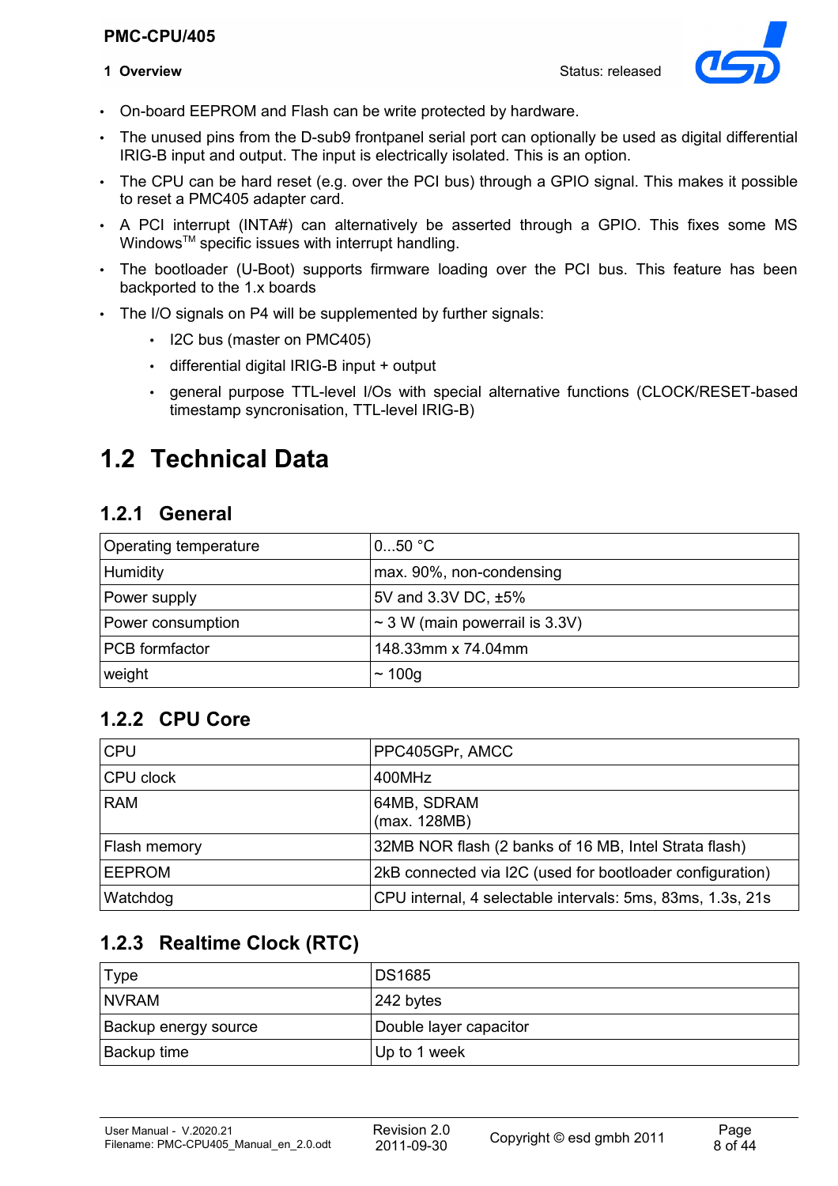- On-board EEPROM and Flash can be write protected by hardware.
- The unused pins from the D-sub9 frontpanel serial port can optionally be used as digital differential IRIG-B input and output. The input is electrically isolated. This is an option.
- The CPU can be hard reset (e.g. over the PCI bus) through a GPIO signal. This makes it possible to reset a PMC405 adapter card.
- A PCI interrupt (INTA#) can alternatively be asserted through a GPIO. This fixes some MS Windows™ specific issues with interrupt handling.
- The bootloader (U-Boot) supports firmware loading over the PCI bus. This feature has been backported to the 1.x boards
- The I/O signals on P4 will be supplemented by further signals:
  - I2C bus (master on PMC405)
  - differential digital IRIG-B input + output
  - general purpose TTL-level I/Os with special alternative functions (CLOCK/RESET-based timestamp syncronisation, TTL-level IRIG-B)

## 1.2 Technical Data

### 1.2.1 General

| Operating temperature | 0...50 °C |
|---|---|
| Humidity | max. 90%, non-condensing |
| Power supply | 5V and 3.3V DC, ±5% |
| Power consumption | ~ 3 W (main powerrail is 3.3V) |
| PCB formfactor | 148.33mm x 74.04mm |
| weight | ~ 100g |

### 1.2.2 CPU Core

| CPU | PPC405GPr, AMCC |
|---|---|
| CPU clock | 400MHz |
| RAM | 64MB, SDRAM<br>(max. 128MB) |
| Flash memory | 32MB NOR flash (2 banks of 16 MB, Intel Strata flash) |
| EEPROM | 2kB connected via I2C (used for bootloader configuration) |
| Watchdog | CPU internal, 4 selectable intervals: 5ms, 83ms, 1.3s, 21s |

### 1.2.3 Realtime Clock (RTC)

| Type | DS1685 |
|---|---|
| NVRAM | 242 bytes |
| Backup energy source | Double layer capacitor |
| Backup time | Up to 1 week |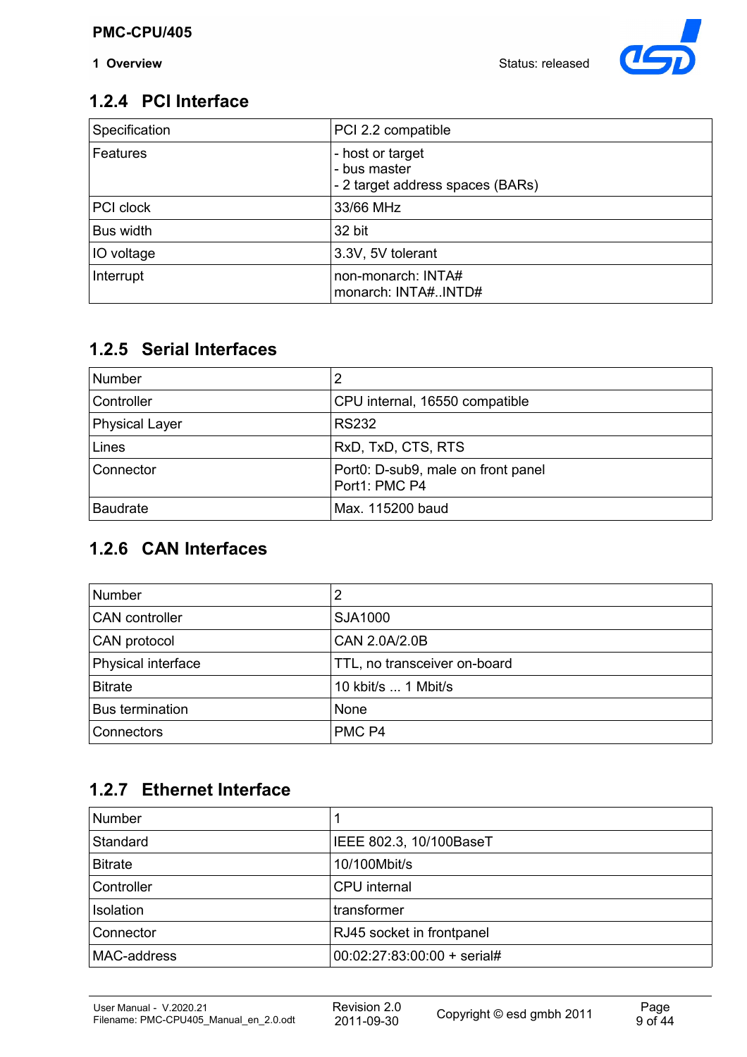### 1.2.4 PCI Interface

| Specification | PCI 2.2 compatible |
|---|---|
| Features | - host or target<br>- bus master<br>- 2 target address spaces (BARs) |
| PCI clock | 33/66 MHz |
| Bus width | 32 bit |
| IO voltage | 3.3V, 5V tolerant |
| Interrupt | non-monarch: INTA#<br>monarch: INTA#..INTD# |

### 1.2.5 Serial Interfaces

| Number | 2 |
|---|---|
| Controller | CPU internal, 16550 compatible |
| Physical Layer | RS232 |
| Lines | RxD, TxD, CTS, RTS |
| Connector | Port0: D-sub9, male on front panel<br>Port1: PMC P4 |
| Baudrate | Max. 115200 baud |

### 1.2.6 CAN Interfaces

| Number | 2 |
|---|---|
| CAN controller | SJA1000 |
| CAN protocol | CAN 2.0A/2.0B |
| Physical interface | TTL, no transceiver on-board |
| Bitrate | 10 kbit/s ... 1 Mbit/s |
| Bus termination | None |
| Connectors | PMC P4 |

### 1.2.7 Ethernet Interface

| Number | 1 |
|---|---|
| Standard | IEEE 802.3, 10/100BaseT |
| Bitrate | 10/100Mbit/s |
| Controller | CPU internal |
| Isolation | transformer |
| Connector | RJ45 socket in frontpanel |
| MAC-address | 00:02:27:83:00:00 + serial# |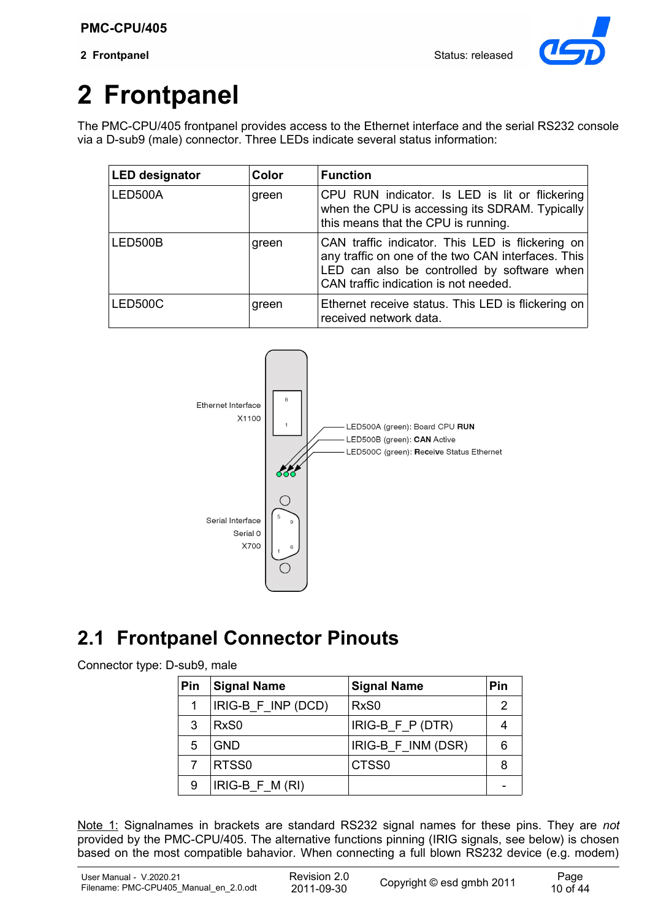# 2 Frontpanel

The PMC-CPU/405 frontpanel provides access to the Ethernet interface and the serial RS232 console via a D-sub9 (male) connector. Three LEDs indicate several status information:

| LED designator | Color | Function |
|---|---|---|
| LED500A | green | CPU RUN indicator. Is LED is lit or flickering when the CPU is accessing its SDRAM. Typically this means that the CPU is running. |
| LED500B | green | CAN traffic indicator. This LED is flickering on any traffic on one of the two CAN interfaces. This LED can also be controlled by software when CAN traffic indication is not needed. |
| LED500C | green | Ethernet receive status. This LED is flickering on received network data. |

Ethernet Interface
X1100

LED500A (green): Board CPU **RUN**
LED500B (green): **CAN** Active
LED500C (green): **Rece**ive Status Ethernet

Serial Interface
Serial 0
X700

## 2.1 Frontpanel Connector Pinouts

Connector type: D-sub9, male

| Pin | Signal Name | Signal Name | Pin |
|---|---|---|---|
| 1 | IRIG-B_F_INP (DCD) | RxS0 | 2 |
| 3 | RxS0 | IRIG-B_F_P (DTR) | 4 |
| 5 | GND | IRIG-B_F_INM (DSR) | 6 |
| 7 | RTSS0 | CTSS0 | 8 |
| 9 | IRIG-B_F_M (RI) | | - |

Note 1: Signalnames in brackets are standard RS232 signal names for these pins. They are *not* provided by the PMC-CPU/405. The alternative functions pinning (IRIG signals, see below) is chosen based on the most compatible bahavior. When connecting a full blown RS232 device (e.g. modem)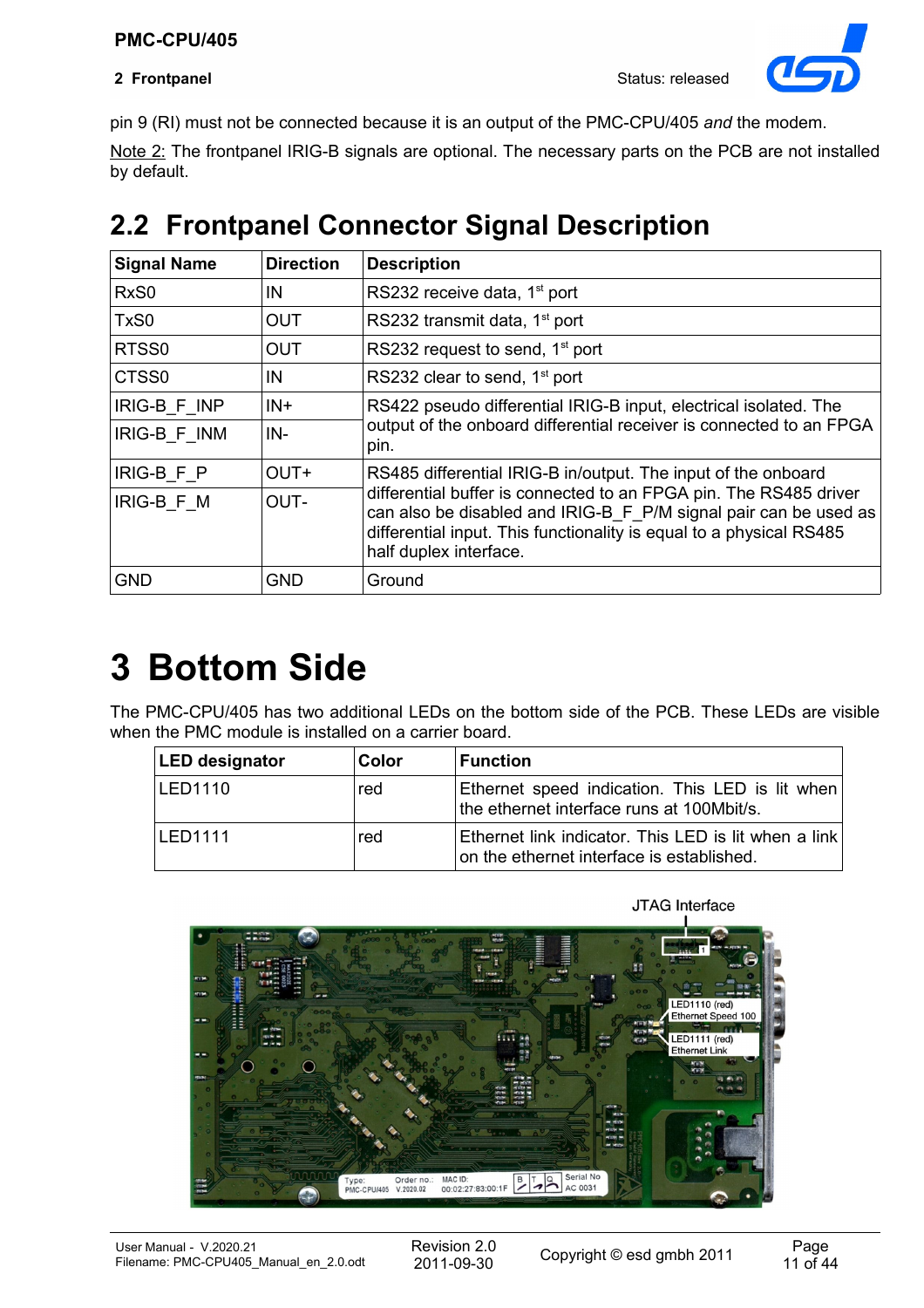pin 9 (RI) must not be connected because it is an output of the PMC-CPU/405 *and* the modem.

Note 2: The frontpanel IRIG-B signals are optional. The necessary parts on the PCB are not installed by default.

## 2.2 Frontpanel Connector Signal Description

| Signal Name | Direction | Description |
|---|---|---|
| RxS0 | IN | RS232 receive data, 1st port |
| TxS0 | OUT | RS232 transmit data, 1st port |
| RTSS0 | OUT | RS232 request to send, 1st port |
| CTSS0 | IN | RS232 clear to send, 1st port |
| IRIG-B_F_INP | IN+ | RS422 pseudo differential IRIG-B input, electrical isolated. The output of the onboard differential receiver is connected to an FPGA pin. |
| IRIG-B_F_INM | IN- | |
| IRIG-B_F_P | OUT+ | RS485 differential IRIG-B in/output. The input of the onboard differential buffer is connected to an FPGA pin. The RS485 driver can also be disabled and IRIG-B_F_P/M signal pair can be used as differential input. This functionality is equal to a physical RS485 half duplex interface. |
| IRIG-B_F_M | OUT- | |
| GND | GND | Ground |

# 3 Bottom Side

The PMC-CPU/405 has two additional LEDs on the bottom side of the PCB. These LEDs are visible when the PMC module is installed on a carrier board.

| LED designator | Color | Function |
|---|---|---|
| LED1110 | red | Ethernet speed indication. This LED is lit when the ethernet interface runs at 100Mbit/s. |
| LED1111 | red | Ethernet link indicator. This LED is lit when a link on the ethernet interface is established. |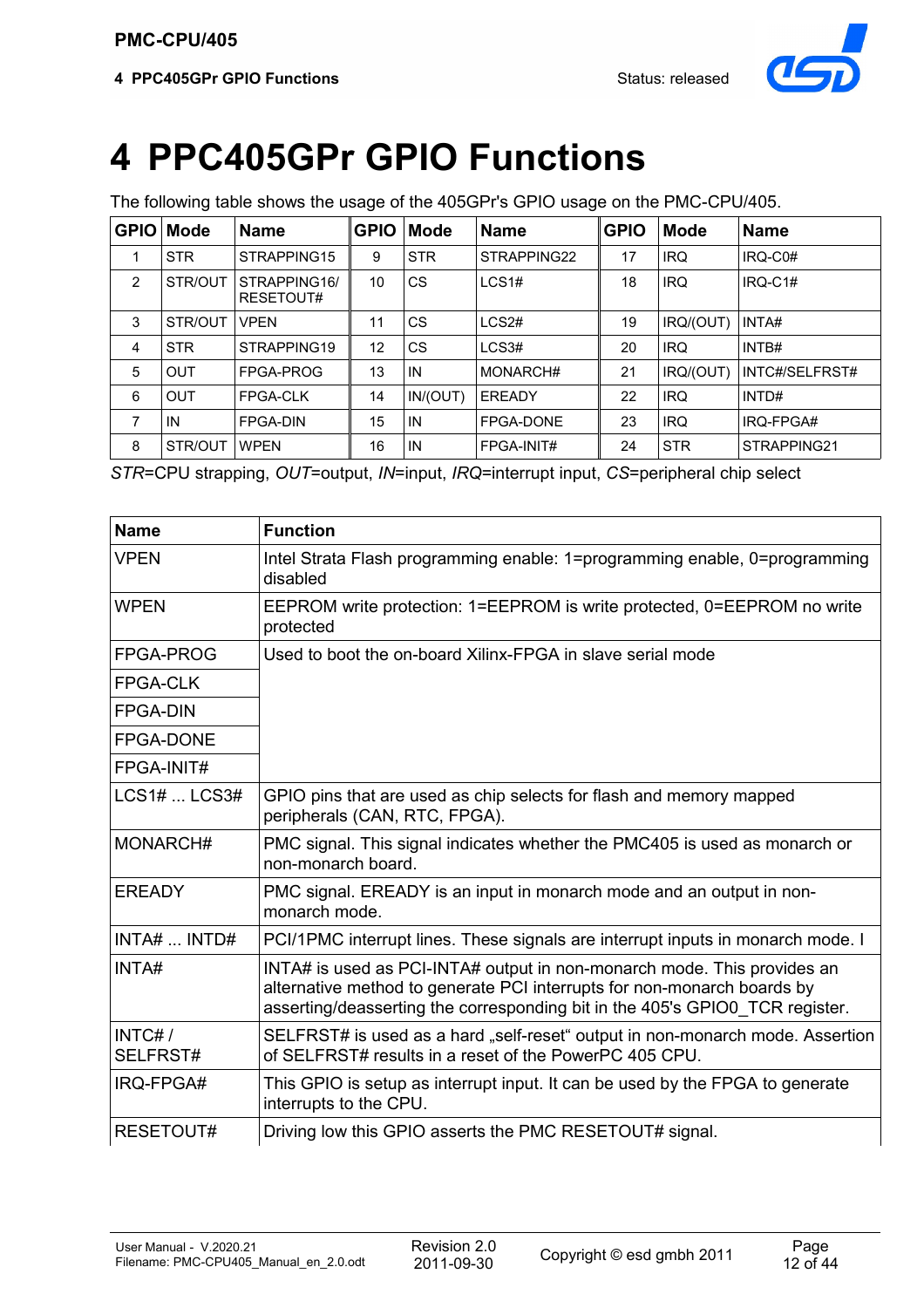# 4 PPC405GPr GPIO Functions

The following table shows the usage of the 405GPr's GPIO usage on the PMC-CPU/405.

| GPIO | Mode | Name | GPIO | Mode | Name | GPIO | Mode | Name |
|---|---|---|---|---|---|---|---|---|
| 1 | STR | STRAPPING15 | 9 | STR | STRAPPING22 | 17 | IRQ | IRQ-C0# |
| 2 | STR/OUT | STRAPPING16/ RESETOUT# | 10 | CS | LCS1# | 18 | IRQ | IRQ-C1# |
| 3 | STR/OUT | VPEN | 11 | CS | LCS2# | 19 | IRQ/(OUT) | INTA# |
| 4 | STR | STRAPPING19 | 12 | CS | LCS3# | 20 | IRQ | INTB# |
| 5 | OUT | FPGA-PROG | 13 | IN | MONARCH# | 21 | IRQ/(OUT) | INTC#/SELFRST# |
| 6 | OUT | FPGA-CLK | 14 | IN/(OUT) | EREADY | 22 | IRQ | INTD# |
| 7 | IN | FPGA-DIN | 15 | IN | FPGA-DONE | 23 | IRQ | IRQ-FPGA# |
| 8 | STR/OUT | WPEN | 16 | IN | FPGA-INIT# | 24 | STR | STRAPPING21 |

*STR*=CPU strapping, *OUT*=output, *IN*=input, *IRQ*=interrupt input, *CS*=peripheral chip select

| Name | Function |
|---|---|
| VPEN | Intel Strata Flash programming enable: 1=programming enable, 0=programming disabled |
| WPEN | EEPROM write protection: 1=EEPROM is write protected, 0=EEPROM no write protected |
| FPGA-PROG | Used to boot the on-board Xilinx-FPGA in slave serial mode |
| FPGA-CLK | |
| FPGA-DIN | |
| FPGA-DONE | |
| FPGA-INIT# | |
| LCS1# ... LCS3# | GPIO pins that are used as chip selects for flash and memory mapped peripherals (CAN, RTC, FPGA). |
| MONARCH# | PMC signal. This signal indicates whether the PMC405 is used as monarch or non-monarch board. |
| EREADY | PMC signal. EREADY is an input in monarch mode and an output in non-monarch mode. |
| INTA# ... INTD# | PCI/1PMC interrupt lines. These signals are interrupt inputs in monarch mode. I |
| INTA# | INTA# is used as PCI-INTA# output in non-monarch mode. This provides an alternative method to generate PCI interrupts for non-monarch boards by asserting/deasserting the corresponding bit in the 405's GPIO0_TCR register. |
| INTC# / SELFRST# | SELFRST# is used as a hard „self-reset“ output in non-monarch mode. Assertion of SELFRST# results in a reset of the PowerPC 405 CPU. |
| IRQ-FPGA# | This GPIO is setup as interrupt input. It can be used by the FPGA to generate interrupts to the CPU. |
| RESETOUT# | Driving low this GPIO asserts the PMC RESETOUT# signal. |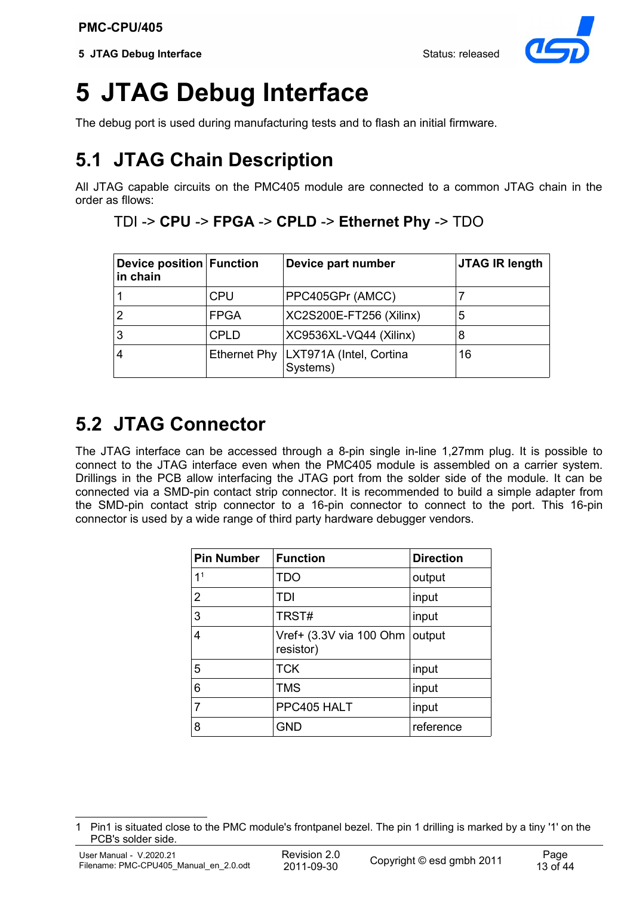# 5 JTAG Debug Interface

The debug port is used during manufacturing tests and to flash an initial firmware.

## 5.1 JTAG Chain Description

All JTAG capable circuits on the PMC405 module are connected to a common JTAG chain in the order as fllows:

TDI -> **CPU** -> **FPGA** -> **CPLD** -> **Ethernet Phy** -> TDO

| Device position in chain | Function | Device part number | JTAG IR length |
|---|---|---|---|
| 1 | CPU | PPC405GPr (AMCC) | 7 |
| 2 | FPGA | XC2S200E-FT256 (Xilinx) | 5 |
| 3 | CPLD | XC9536XL-VQ44 (Xilinx) | 8 |
| 4 | Ethernet Phy | LXT971A (Intel, Cortina Systems) | 16 |

## 5.2 JTAG Connector

The JTAG interface can be accessed through a 8-pin single in-line 1,27mm plug. It is possible to connect to the JTAG interface even when the PMC405 module is assembled on a carrier system. Drillings in the PCB allow interfacing the JTAG port from the solder side of the module. It can be connected via a SMD-pin contact strip connector. It is recommended to build a simple adapter from the SMD-pin contact strip connector to a 16-pin connector to connect to the port. This 16-pin connector is used by a wide range of third party hardware debugger vendors.

| Pin Number | Function | Direction |
|---|---|---|
| 1[1] | TDO | output |
| 2 | TDI | input |
| 3 | TRST# | input |
| 4 | Vref+ (3.3V via 100 Ohm resistor) | output |
| 5 | TCK | input |
| 6 | TMS | input |
| 7 | PPC405 HALT | input |
| 8 | GND | reference |

1 Pin1 is situated close to the PMC module's frontpanel bezel. The pin 1 drilling is marked by a tiny '1' on the PCB's solder side.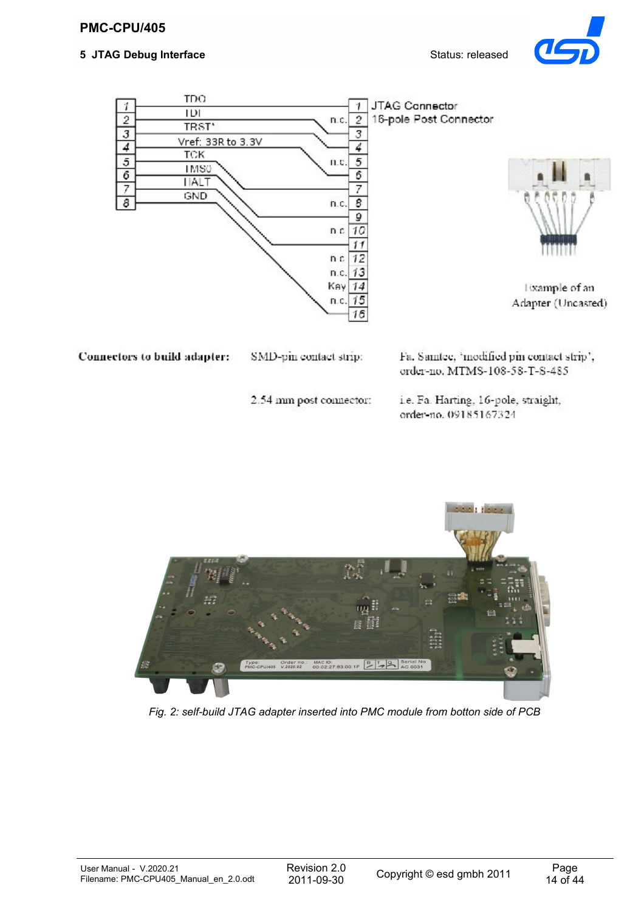| Pin | Signal | JTAG Connector 16-pole Post Connector |
|---|---|---|
| 1 | TDO | 1 |
| 2 | TDI | 3 |
| 3 | TRST* | 4 |
| 4 | Vref: 33R to 3.3V | 6 |
| 5 | TCK | 7 |
| 6 | TMS0 | 9 |
| 7 | HALT | 11 |
| 8 | GND | 16 |

n.c.: 2, 5, 8, 10, 12, 13, 15; Key: 14

Example of an Adapter (Uncased)

**Connectors to build adapter:**

| | |
|---|---|
| SMD-pin contact strip: | Fa. Samtec, 'modified pin contact strip', order-no. MTMS-108-58-T-S-485 |
| 2.54 mm post connector: | i.e. Fa. Harting, 16-pole, straight, order-no. 09185167324 |

*Fig. 2: self-build JTAG adapter inserted into PMC module from botton side of PCB*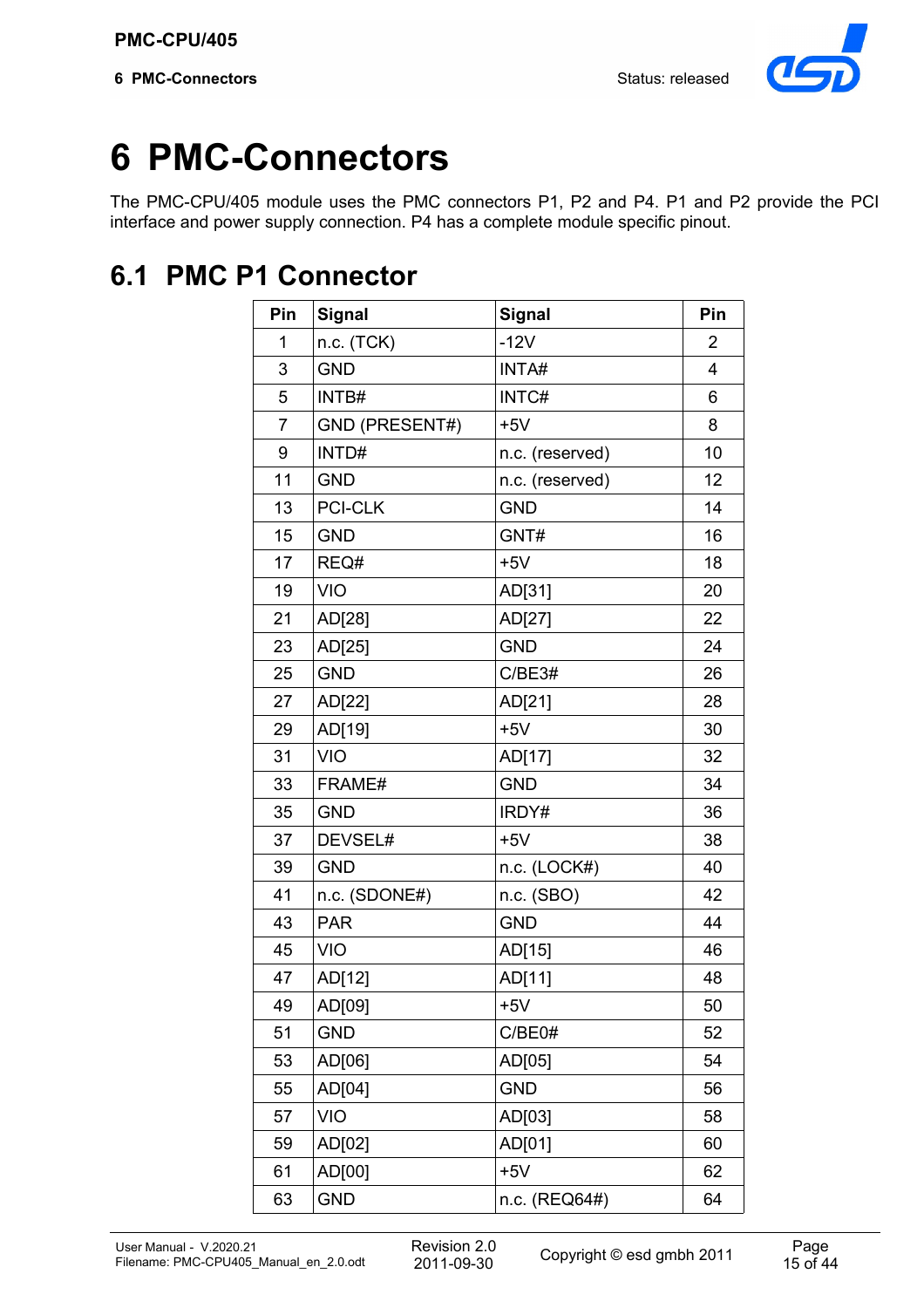# 6 PMC-Connectors

The PMC-CPU/405 module uses the PMC connectors P1, P2 and P4. P1 and P2 provide the PCI interface and power supply connection. P4 has a complete module specific pinout.

## 6.1 PMC P1 Connector

| Pin | Signal | Signal | Pin |
|---|---|---|---|
| 1 | n.c. (TCK) | -12V | 2 |
| 3 | GND | INTA# | 4 |
| 5 | INTB# | INTC# | 6 |
| 7 | GND (PRESENT#) | +5V | 8 |
| 9 | INTD# | n.c. (reserved) | 10 |
| 11 | GND | n.c. (reserved) | 12 |
| 13 | PCI-CLK | GND | 14 |
| 15 | GND | GNT# | 16 |
| 17 | REQ# | +5V | 18 |
| 19 | VIO | AD[31] | 20 |
| 21 | AD[28] | AD[27] | 22 |
| 23 | AD[25] | GND | 24 |
| 25 | GND | C/BE3# | 26 |
| 27 | AD[22] | AD[21] | 28 |
| 29 | AD[19] | +5V | 30 |
| 31 | VIO | AD[17] | 32 |
| 33 | FRAME# | GND | 34 |
| 35 | GND | IRDY# | 36 |
| 37 | DEVSEL# | +5V | 38 |
| 39 | GND | n.c. (LOCK#) | 40 |
| 41 | n.c. (SDONE#) | n.c. (SBO) | 42 |
| 43 | PAR | GND | 44 |
| 45 | VIO | AD[15] | 46 |
| 47 | AD[12] | AD[11] | 48 |
| 49 | AD[09] | +5V | 50 |
| 51 | GND | C/BE0# | 52 |
| 53 | AD[06] | AD[05] | 54 |
| 55 | AD[04] | GND | 56 |
| 57 | VIO | AD[03] | 58 |
| 59 | AD[02] | AD[01] | 60 |
| 61 | AD[00] | +5V | 62 |
| 63 | GND | n.c. (REQ64#) | 64 |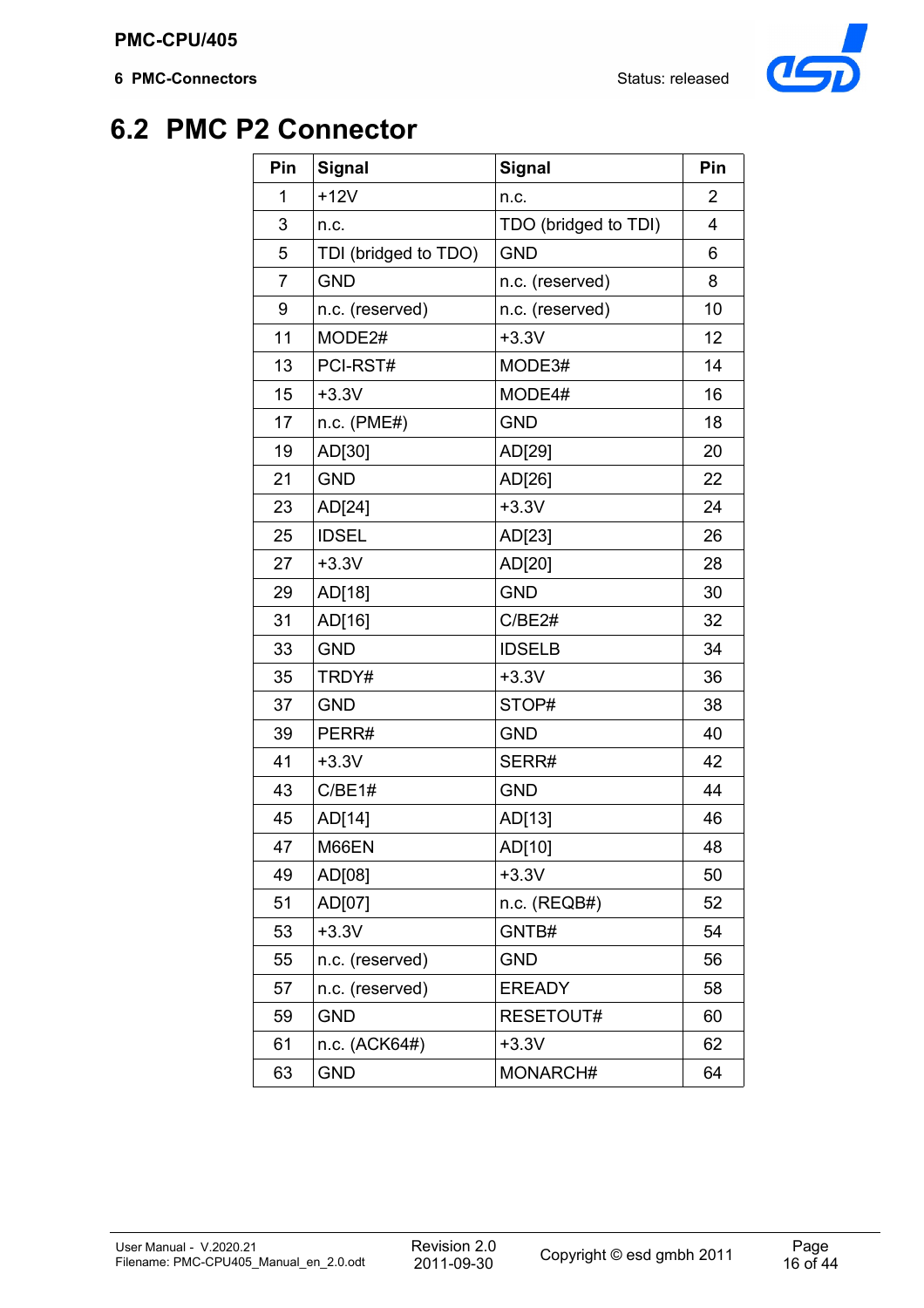## 6.2 PMC P2 Connector

| Pin | Signal | Signal | Pin |
|---|---|---|---|
| 1 | +12V | n.c. | 2 |
| 3 | n.c. | TDO (bridged to TDI) | 4 |
| 5 | TDI (bridged to TDO) | GND | 6 |
| 7 | GND | n.c. (reserved) | 8 |
| 9 | n.c. (reserved) | n.c. (reserved) | 10 |
| 11 | MODE2# | +3.3V | 12 |
| 13 | PCI-RST# | MODE3# | 14 |
| 15 | +3.3V | MODE4# | 16 |
| 17 | n.c. (PME#) | GND | 18 |
| 19 | AD[30] | AD[29] | 20 |
| 21 | GND | AD[26] | 22 |
| 23 | AD[24] | +3.3V | 24 |
| 25 | IDSEL | AD[23] | 26 |
| 27 | +3.3V | AD[20] | 28 |
| 29 | AD[18] | GND | 30 |
| 31 | AD[16] | C/BE2# | 32 |
| 33 | GND | IDSELB | 34 |
| 35 | TRDY# | +3.3V | 36 |
| 37 | GND | STOP# | 38 |
| 39 | PERR# | GND | 40 |
| 41 | +3.3V | SERR# | 42 |
| 43 | C/BE1# | GND | 44 |
| 45 | AD[14] | AD[13] | 46 |
| 47 | M66EN | AD[10] | 48 |
| 49 | AD[08] | +3.3V | 50 |
| 51 | AD[07] | n.c. (REQB#) | 52 |
| 53 | +3.3V | GNTB# | 54 |
| 55 | n.c. (reserved) | GND | 56 |
| 57 | n.c. (reserved) | EREADY | 58 |
| 59 | GND | RESETOUT# | 60 |
| 61 | n.c. (ACK64#) | +3.3V | 62 |
| 63 | GND | MONARCH# | 64 |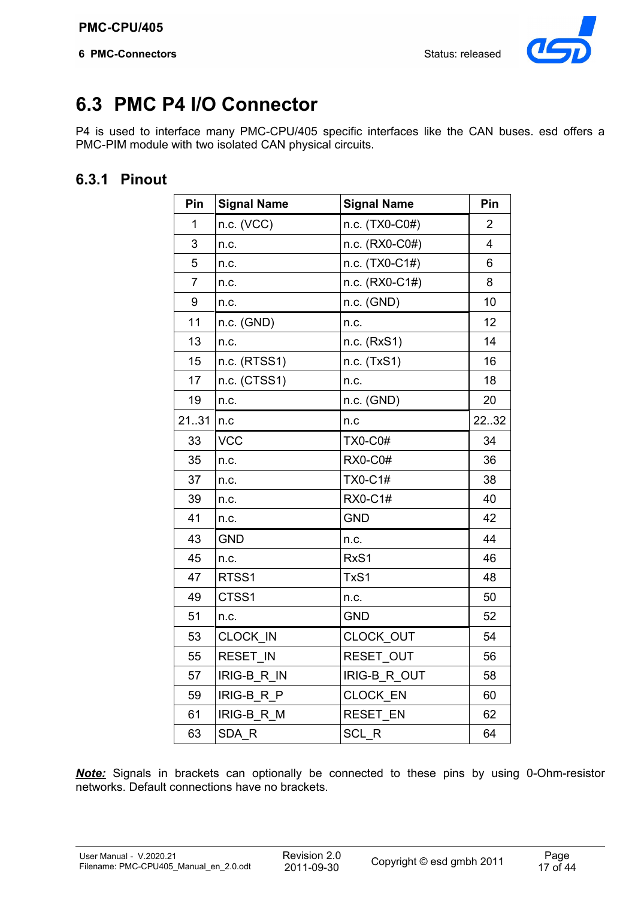## 6.3 PMC P4 I/O Connector

P4 is used to interface many PMC-CPU/405 specific interfaces like the CAN buses. esd offers a PMC-PIM module with two isolated CAN physical circuits.

### 6.3.1 Pinout

| Pin | Signal Name | Signal Name | Pin |
|---|---|---|---|
| 1 | n.c. (VCC) | n.c. (TX0-C0#) | 2 |
| 3 | n.c. | n.c. (RX0-C0#) | 4 |
| 5 | n.c. | n.c. (TX0-C1#) | 6 |
| 7 | n.c. | n.c. (RX0-C1#) | 8 |
| 9 | n.c. | n.c. (GND) | 10 |
| 11 | n.c. (GND) | n.c. | 12 |
| 13 | n.c. | n.c. (RxS1) | 14 |
| 15 | n.c. (RTSS1) | n.c. (TxS1) | 16 |
| 17 | n.c. (CTSS1) | n.c. | 18 |
| 19 | n.c. | n.c. (GND) | 20 |
| 21..31 | n.c | n.c | 22..32 |
| 33 | VCC | TX0-C0# | 34 |
| 35 | n.c. | RX0-C0# | 36 |
| 37 | n.c. | TX0-C1# | 38 |
| 39 | n.c. | RX0-C1# | 40 |
| 41 | n.c. | GND | 42 |
| 43 | GND | n.c. | 44 |
| 45 | n.c. | RxS1 | 46 |
| 47 | RTSS1 | TxS1 | 48 |
| 49 | CTSS1 | n.c. | 50 |
| 51 | n.c. | GND | 52 |
| 53 | CLOCK_IN | CLOCK_OUT | 54 |
| 55 | RESET_IN | RESET_OUT | 56 |
| 57 | IRIG-B_R_IN | IRIG-B_R_OUT | 58 |
| 59 | IRIG-B_R_P | CLOCK_EN | 60 |
| 61 | IRIG-B_R_M | RESET_EN | 62 |
| 63 | SDA_R | SCL_R | 64 |

***Note:*** Signals in brackets can optionally be connected to these pins by using 0-Ohm-resistor networks. Default connections have no brackets.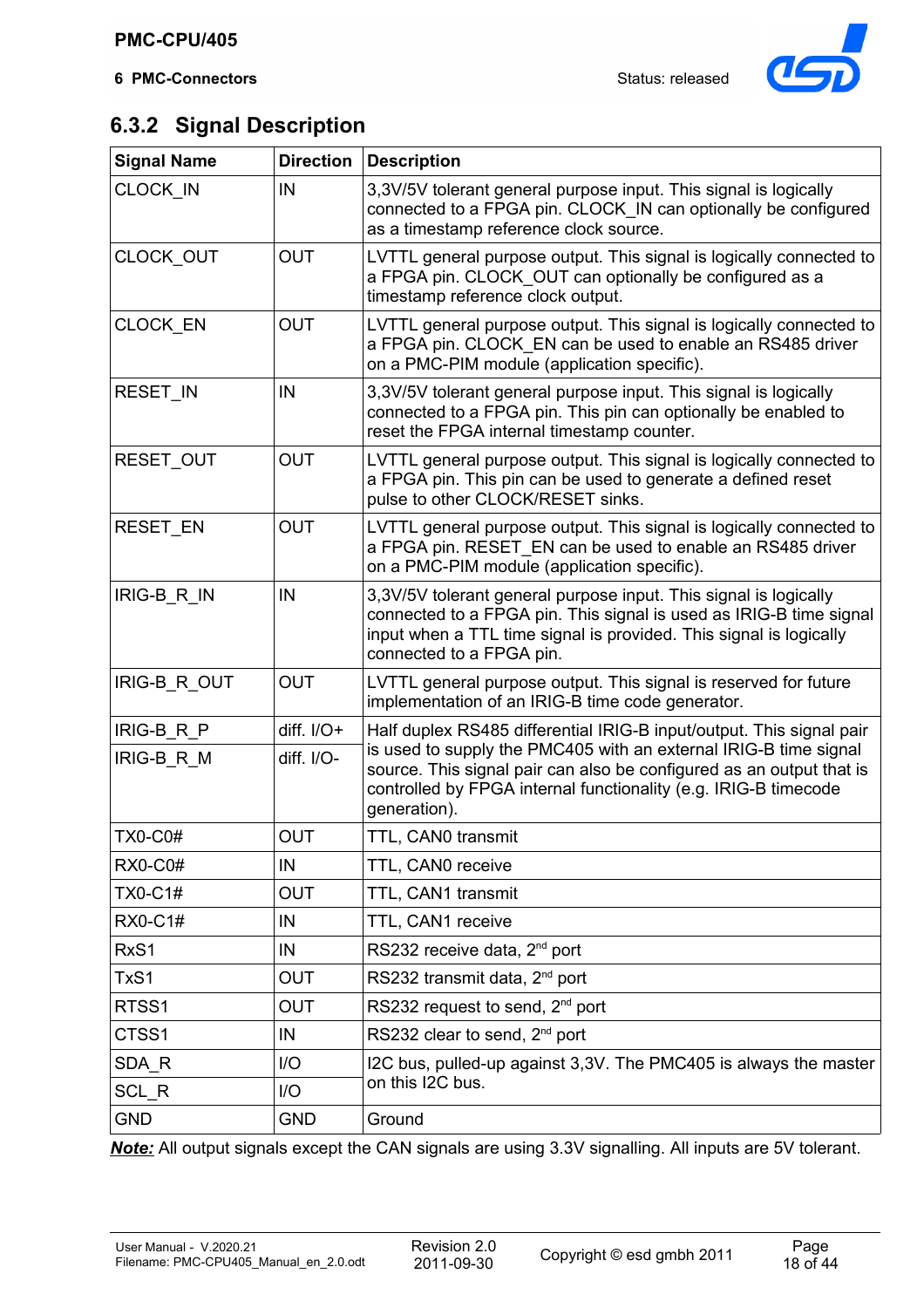### 6.3.2 Signal Description

| Signal Name | Direction | Description |
|---|---|---|
| CLOCK_IN | IN | 3,3V/5V tolerant general purpose input. This signal is logically connected to a FPGA pin. CLOCK_IN can optionally be configured as a timestamp reference clock source. |
| CLOCK_OUT | OUT | LVTTL general purpose output. This signal is logically connected to a FPGA pin. CLOCK_OUT can optionally be configured as a timestamp reference clock output. |
| CLOCK_EN | OUT | LVTTL general purpose output. This signal is logically connected to a FPGA pin. CLOCK_EN can be used to enable an RS485 driver on a PMC-PIM module (application specific). |
| RESET_IN | IN | 3,3V/5V tolerant general purpose input. This signal is logically connected to a FPGA pin. This pin can optionally be enabled to reset the FPGA internal timestamp counter. |
| RESET_OUT | OUT | LVTTL general purpose output. This signal is logically connected to a FPGA pin. This pin can be used to generate a defined reset pulse to other CLOCK/RESET sinks. |
| RESET_EN | OUT | LVTTL general purpose output. This signal is logically connected to a FPGA pin. RESET_EN can be used to enable an RS485 driver on a PMC-PIM module (application specific). |
| IRIG-B_R_IN | IN | 3,3V/5V tolerant general purpose input. This signal is logically connected to a FPGA pin. This signal is used as IRIG-B time signal input when a TTL time signal is provided. This signal is logically connected to a FPGA pin. |
| IRIG-B_R_OUT | OUT | LVTTL general purpose output. This signal is reserved for future implementation of an IRIG-B time code generator. |
| IRIG-B_R_P | diff. I/O+ | Half duplex RS485 differential IRIG-B input/output. This signal pair is used to supply the PMC405 with an external IRIG-B time signal source. This signal pair can also be configured as an output that is controlled by FPGA internal functionality (e.g. IRIG-B timecode generation). |
| IRIG-B_R_M | diff. I/O- | |
| TX0-C0# | OUT | TTL, CAN0 transmit |
| RX0-C0# | IN | TTL, CAN0 receive |
| TX0-C1# | OUT | TTL, CAN1 transmit |
| RX0-C1# | IN | TTL, CAN1 receive |
| RxS1 | IN | RS232 receive data, 2nd port |
| TxS1 | OUT | RS232 transmit data, 2nd port |
| RTSS1 | OUT | RS232 request to send, 2nd port |
| CTSS1 | IN | RS232 clear to send, 2nd port |
| SDA_R | I/O | I2C bus, pulled-up against 3,3V. The PMC405 is always the master on this I2C bus. |
| SCL_R | I/O | |
| GND | GND | Ground |

***Note:*** All output signals except the CAN signals are using 3.3V signalling. All inputs are 5V tolerant.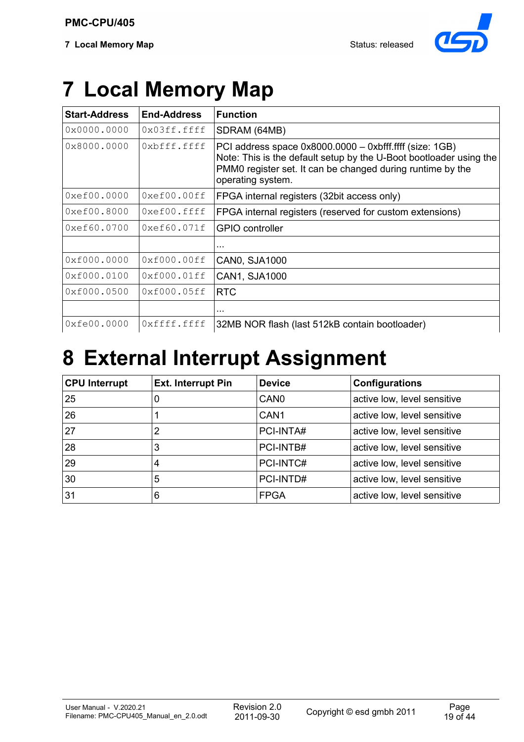# 7 Local Memory Map

| Start-Address | End-Address | Function |
|---|---|---|
| 0x0000.0000 | 0x03ff.ffff | SDRAM (64MB) |
| 0x8000.0000 | 0xbfff.ffff | PCI address space 0x8000.0000 – 0xbfff.ffff (size: 1GB)<br>Note: This is the default setup by the U-Boot bootloader using the PMM0 register set. It can be changed during runtime by the operating system. |
| 0xef00.0000 | 0xef00.00ff | FPGA internal registers (32bit access only) |
| 0xef00.8000 | 0xef00.ffff | FPGA internal registers (reserved for custom extensions) |
| 0xef60.0700 | 0xef60.071f | GPIO controller |
| | | ... |
| 0xf000.0000 | 0xf000.00ff | CAN0, SJA1000 |
| 0xf000.0100 | 0xf000.01ff | CAN1, SJA1000 |
| 0xf000.0500 | 0xf000.05ff | RTC |
| | | ... |
| 0xfe00.0000 | 0xffff.ffff | 32MB NOR flash (last 512kB contain bootloader) |

# 8 External Interrupt Assignment

| CPU Interrupt | Ext. Interrupt Pin | Device | Configurations |
|---|---|---|---|
| 25 | 0 | CAN0 | active low, level sensitive |
| 26 | 1 | CAN1 | active low, level sensitive |
| 27 | 2 | PCI-INTA# | active low, level sensitive |
| 28 | 3 | PCI-INTB# | active low, level sensitive |
| 29 | 4 | PCI-INTC# | active low, level sensitive |
| 30 | 5 | PCI-INTD# | active low, level sensitive |
| 31 | 6 | FPGA | active low, level sensitive |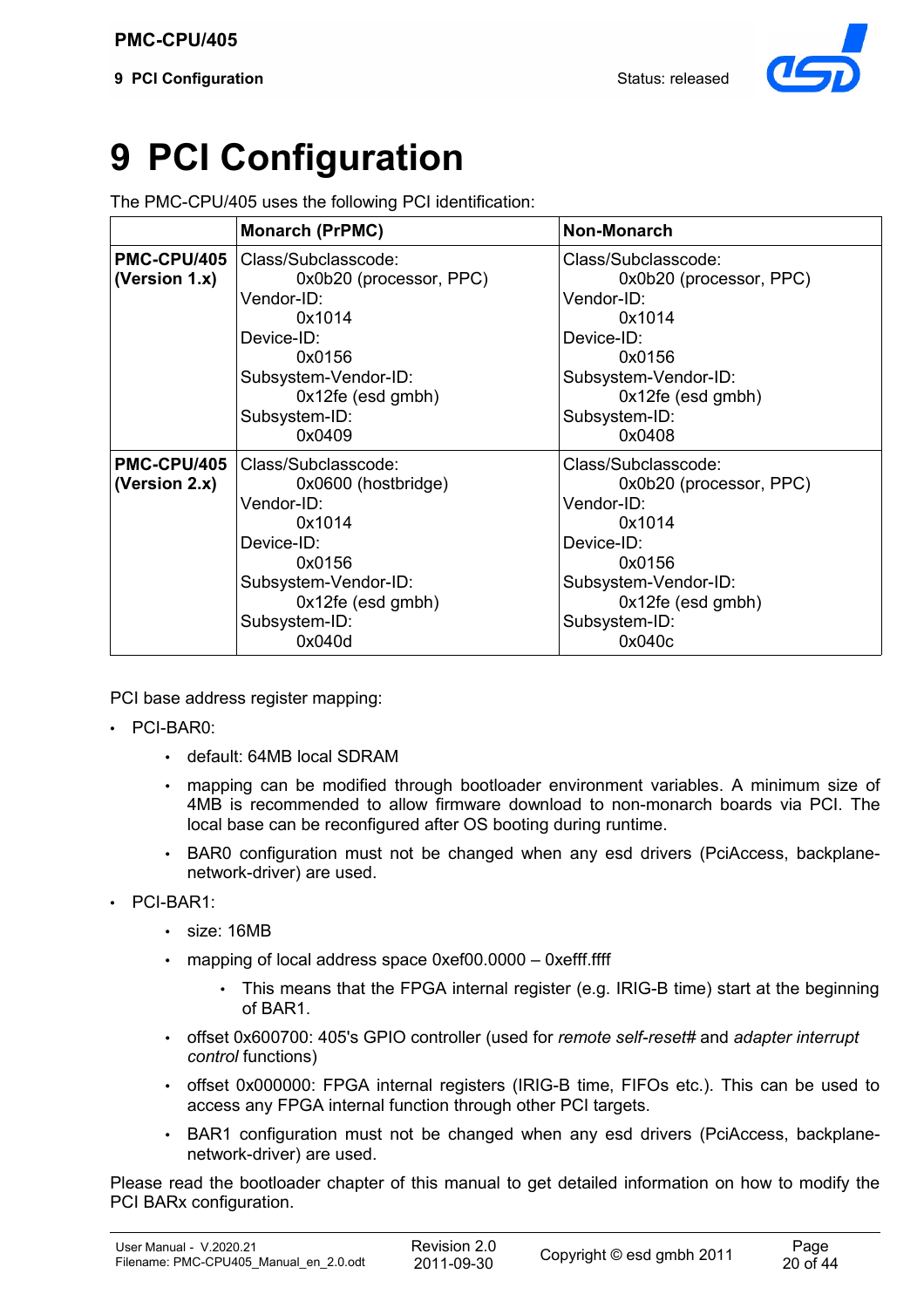# 9 PCI Configuration

The PMC-CPU/405 uses the following PCI identification:

| | Monarch (PrPMC) | Non-Monarch |
|---|---|---|
| **PMC-CPU/405 (Version 1.x)** | Class/Subclasscode: 0x0b20 (processor, PPC)<br>Vendor-ID: 0x1014<br>Device-ID: 0x0156<br>Subsystem-Vendor-ID: 0x12fe (esd gmbh)<br>Subsystem-ID: 0x0409 | Class/Subclasscode: 0x0b20 (processor, PPC)<br>Vendor-ID: 0x1014<br>Device-ID: 0x0156<br>Subsystem-Vendor-ID: 0x12fe (esd gmbh)<br>Subsystem-ID: 0x0408 |
| **PMC-CPU/405 (Version 2.x)** | Class/Subclasscode: 0x0600 (hostbridge)<br>Vendor-ID: 0x1014<br>Device-ID: 0x0156<br>Subsystem-Vendor-ID: 0x12fe (esd gmbh)<br>Subsystem-ID: 0x040d | Class/Subclasscode: 0x0b20 (processor, PPC)<br>Vendor-ID: 0x1014<br>Device-ID: 0x0156<br>Subsystem-Vendor-ID: 0x12fe (esd gmbh)<br>Subsystem-ID: 0x040c |

PCI base address register mapping:

- PCI-BAR0:
  - default: 64MB local SDRAM
  - mapping can be modified through bootloader environment variables. A minimum size of 4MB is recommended to allow firmware download to non-monarch boards via PCI. The local base can be reconfigured after OS booting during runtime.
  - BAR0 configuration must not be changed when any esd drivers (PciAccess, backplane-network-driver) are used.
- PCI-BAR1:
  - size: 16MB
  - mapping of local address space 0xef00.0000 – 0xefff.ffff
    - This means that the FPGA internal register (e.g. IRIG-B time) start at the beginning of BAR1.
  - offset 0x600700: 405's GPIO controller (used for *remote self-reset#* and *adapter interrupt control* functions)
  - offset 0x000000: FPGA internal registers (IRIG-B time, FIFOs etc.). This can be used to access any FPGA internal function through other PCI targets.
  - BAR1 configuration must not be changed when any esd drivers (PciAccess, backplane-network-driver) are used.

Please read the bootloader chapter of this manual to get detailed information on how to modify the PCI BARx configuration.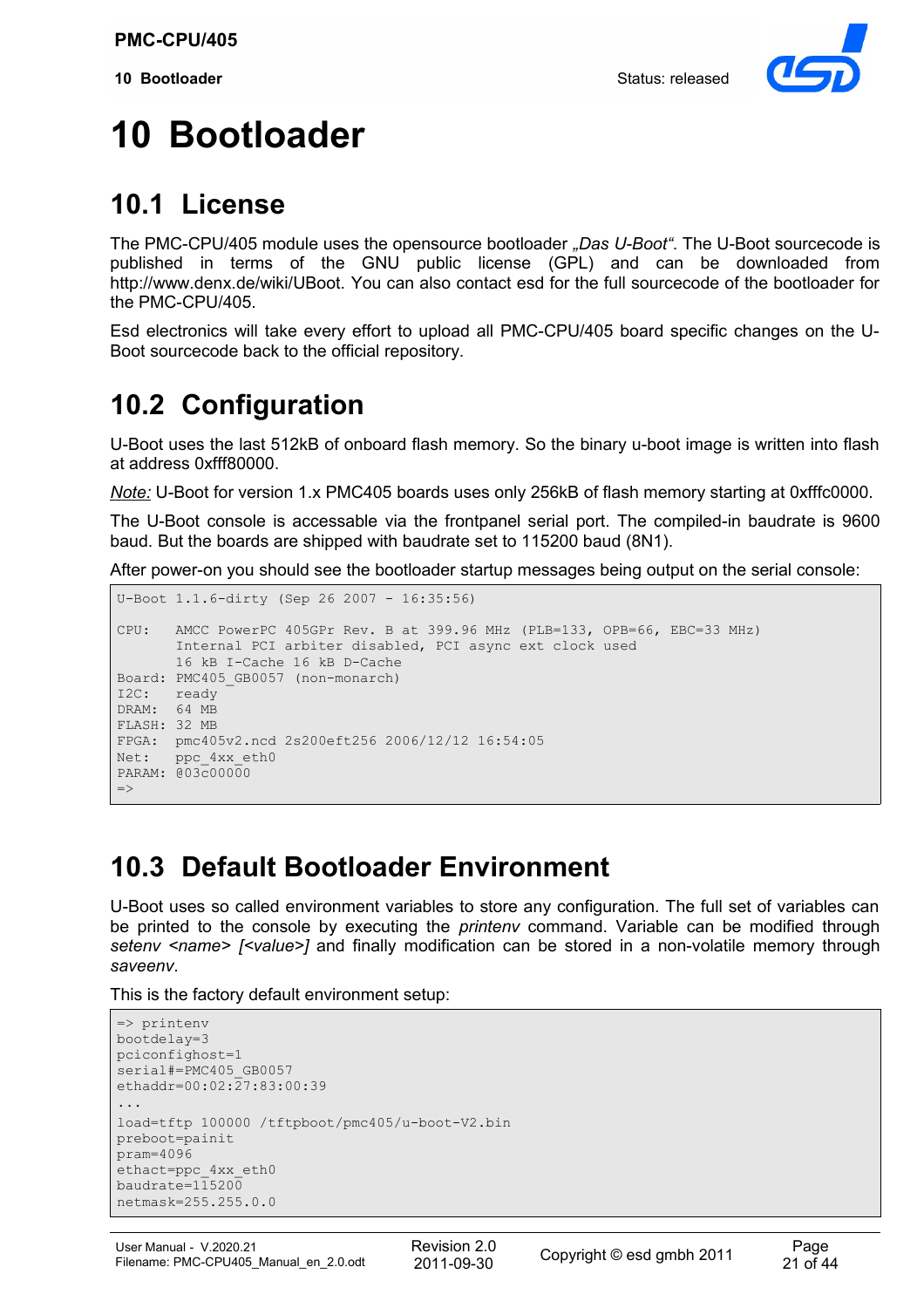# 10 Bootloader

## 10.1 License

The PMC-CPU/405 module uses the opensource bootloader *„Das U-Boot“*. The U-Boot sourcecode is published in terms of the GNU public license (GPL) and can be downloaded from http://www.denx.de/wiki/UBoot. You can also contact esd for the full sourcecode of the bootloader for the PMC-CPU/405.

Esd electronics will take every effort to upload all PMC-CPU/405 board specific changes on the U-Boot sourcecode back to the official repository.

## 10.2 Configuration

U-Boot uses the last 512kB of onboard flash memory. So the binary u-boot image is written into flash at address 0xfff80000.

*Note:* U-Boot for version 1.x PMC405 boards uses only 256kB of flash memory starting at 0xfffc0000.

The U-Boot console is accessable via the frontpanel serial port. The compiled-in baudrate is 9600 baud. But the boards are shipped with baudrate set to 115200 baud (8N1).

After power-on you should see the bootloader startup messages being output on the serial console:

```
U-Boot 1.1.6-dirty (Sep 26 2007 - 16:35:56)

CPU:   AMCC PowerPC 405GPr Rev. B at 399.96 MHz (PLB=133, OPB=66, EBC=33 MHz)
       Internal PCI arbiter disabled, PCI async ext clock used
       16 kB I-Cache 16 kB D-Cache
Board: PMC405_GB0057 (non-monarch)
I2C:   ready
DRAM:  64 MB
FLASH: 32 MB
FPGA:  pmc405v2.ncd 2s200eft256 2006/12/12 16:54:05
Net:   ppc_4xx_eth0
PARAM: @03c00000
=>
```

## 10.3 Default Bootloader Environment

U-Boot uses so called environment variables to store any configuration. The full set of variables can be printed to the console by executing the *printenv* command. Variable can be modified through *setenv <name> [<value>]* and finally modification can be stored in a non-volatile memory through *saveenv*.

This is the factory default environment setup:

```
=> printenv
bootdelay=3
pciconfighost=1
serial#=PMC405_GB0057
ethaddr=00:02:27:83:00:39
...
load=tftp 100000 /tftpboot/pmc405/u-boot-V2.bin
preboot=painit
pram=4096
ethact=ppc_4xx_eth0
baudrate=115200
netmask=255.255.0.0
```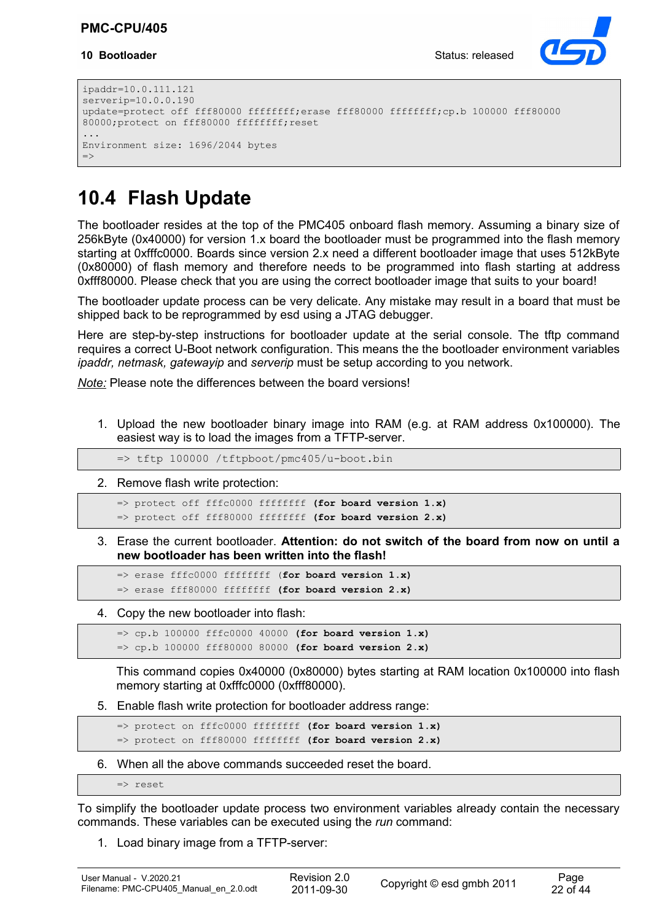```
ipaddr=10.0.111.121
serverip=10.0.0.190
update=protect off fff80000 ffffffff;erase fff80000 ffffffff;cp.b 100000 fff80000
80000;protect on fff80000 ffffffff;reset
...
Environment size: 1696/2044 bytes
=>
```

## 10.4 Flash Update

The bootloader resides at the top of the PMC405 onboard flash memory. Assuming a binary size of 256kByte (0x40000) for version 1.x board the bootloader must be programmed into the flash memory starting at 0xfffc0000. Boards since version 2.x need a different bootloader image that uses 512kByte (0x80000) of flash memory and therefore needs to be programmed into flash starting at address 0xfff80000. Please check that you are using the correct bootloader image that suits to your board!

The bootloader update process can be very delicate. Any mistake may result in a board that must be shipped back to be reprogrammed by esd using a JTAG debugger.

Here are step-by-step instructions for bootloader update at the serial console. The tftp command requires a correct U-Boot network configuration. This means the the bootloader environment variables *ipaddr, netmask, gatewayip* and *serverip* must be setup according to you network.

*Note:* Please note the differences between the board versions!

1. Upload the new bootloader binary image into RAM (e.g. at RAM address 0x100000). The easiest way is to load the images from a TFTP-server.

```
=> tftp 100000 /tftpboot/pmc405/u-boot.bin
```

2. Remove flash write protection:

```
=> protect off fffc0000 ffffffff (for board version 1.x)
=> protect off fff80000 ffffffff (for board version 2.x)
```

3. Erase the current bootloader. **Attention: do not switch of the board from now on until a new bootloader has been written into the flash!**

```
=> erase fffc0000 ffffffff (for board version 1.x)
=> erase fff80000 ffffffff (for board version 2.x)
```

4. Copy the new bootloader into flash:

```
=> cp.b 100000 fffc0000 40000 (for board version 1.x)
=> cp.b 100000 fff80000 80000 (for board version 2.x)
```

   This command copies 0x40000 (0x80000) bytes starting at RAM location 0x100000 into flash memory starting at 0xfffc0000 (0xfff80000).

5. Enable flash write protection for bootloader address range:

```
=> protect on fffc0000 ffffffff (for board version 1.x)
=> protect on fff80000 ffffffff (for board version 2.x)
```

6. When all the above commands succeeded reset the board.

```
=> reset
```

To simplify the bootloader update process two environment variables already contain the necessary commands. These variables can be executed using the *run* command:

1. Load binary image from a TFTP-server: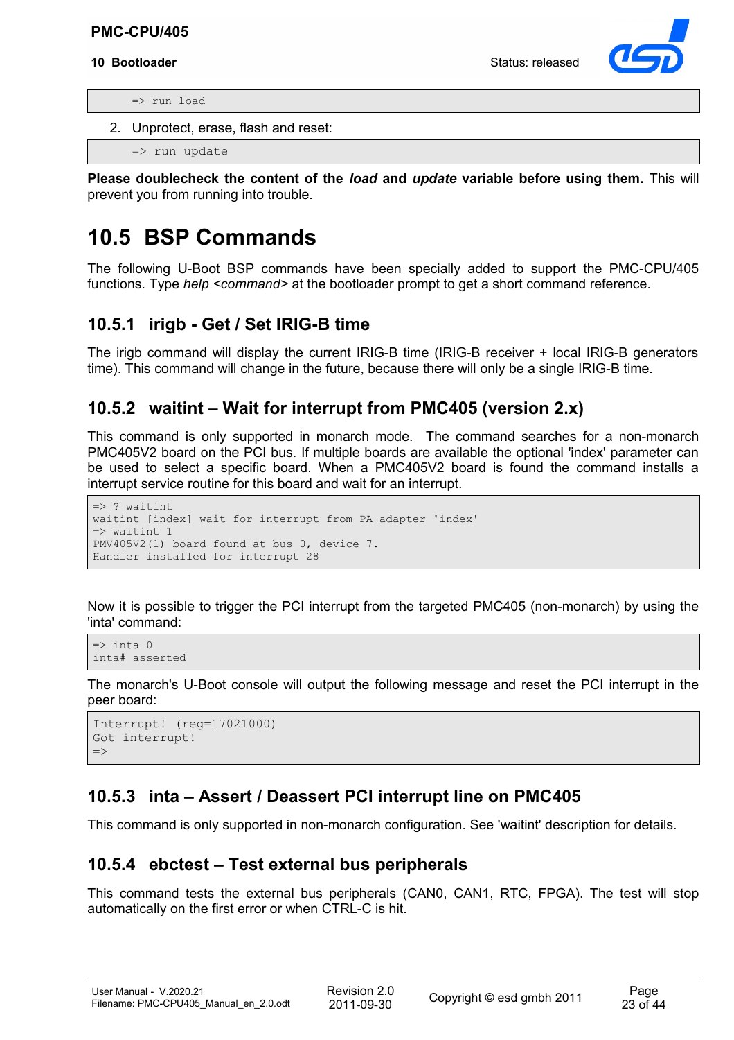```
=> run load
```

2. Unprotect, erase, flash and reset:

```
=> run update
```

**Please doublecheck the content of the *load* and *update* variable before using them.** This will prevent you from running into trouble.

# 10.5 BSP Commands

The following U-Boot BSP commands have been specially added to support the PMC-CPU/405 functions. Type *help <command>* at the bootloader prompt to get a short command reference.

## 10.5.1 irigb - Get / Set IRIG-B time

The irigb command will display the current IRIG-B time (IRIG-B receiver + local IRIG-B generators time). This command will change in the future, because there will only be a single IRIG-B time.

## 10.5.2 waitint – Wait for interrupt from PMC405 (version 2.x)

This command is only supported in monarch mode. The command searches for a non-monarch PMC405V2 board on the PCI bus. If multiple boards are available the optional 'index' parameter can be used to select a specific board. When a PMC405V2 board is found the command installs a interrupt service routine for this board and wait for an interrupt.

```
=> ? waitint
waitint [index] wait for interrupt from PA adapter 'index'
=> waitint 1
PMV405V2(1) board found at bus 0, device 7.
Handler installed for interrupt 28
```

Now it is possible to trigger the PCI interrupt from the targeted PMC405 (non-monarch) by using the 'inta' command:

```
=> inta 0
inta# asserted
```

The monarch's U-Boot console will output the following message and reset the PCI interrupt in the peer board:

```
Interrupt! (reg=17021000)
Got interrupt!
=>
```

## 10.5.3 inta – Assert / Deassert PCI interrupt line on PMC405

This command is only supported in non-monarch configuration. See 'waitint' description for details.

## 10.5.4 ebctest – Test external bus peripherals

This command tests the external bus peripherals (CAN0, CAN1, RTC, FPGA). The test will stop automatically on the first error or when CTRL-C is hit.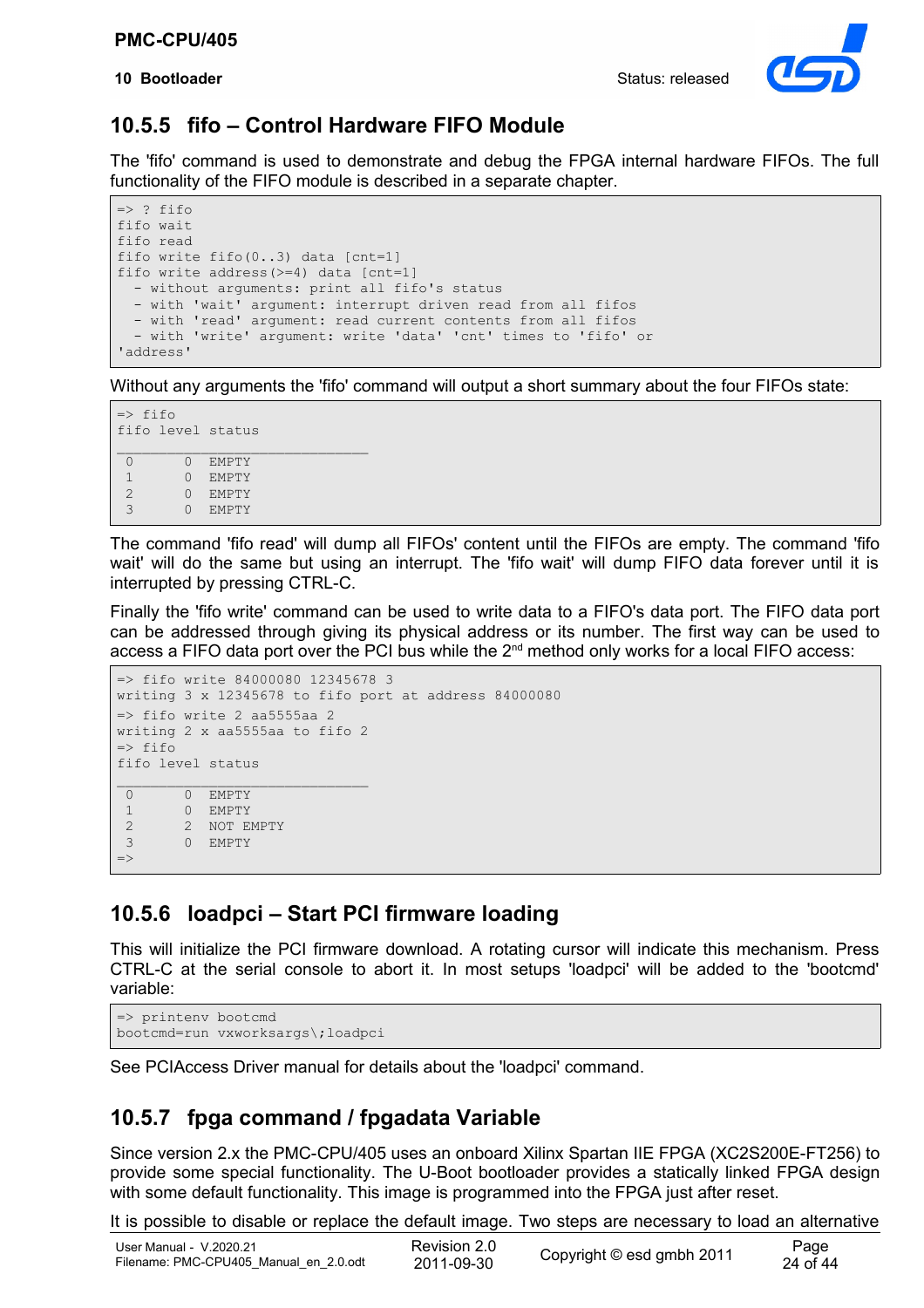### 10.5.5 fifo – Control Hardware FIFO Module

The 'fifo' command is used to demonstrate and debug the FPGA internal hardware FIFOs. The full functionality of the FIFO module is described in a separate chapter.

```
=> ? fifo
fifo wait
fifo read
fifo write fifo(0..3) data [cnt=1]
fifo write address(>=4) data [cnt=1]
  - without arguments: print all fifo's status
  - with 'wait' argument: interrupt driven read from all fifos
  - with 'read' argument: read current contents from all fifos
  - with 'write' argument: write 'data' 'cnt' times to 'fifo' or
'address'
```

Without any arguments the 'fifo' command will output a short summary about the four FIFOs state:

```
=> fifo
fifo level status
______________________________
 0      0  EMPTY
 1      0  EMPTY
 2      0  EMPTY
 3      0  EMPTY
```

The command 'fifo read' will dump all FIFOs' content until the FIFOs are empty. The command 'fifo wait' will do the same but using an interrupt. The 'fifo wait' will dump FIFO data forever until it is interrupted by pressing CTRL-C.

Finally the 'fifo write' command can be used to write data to a FIFO's data port. The FIFO data port can be addressed through giving its physical address or its number. The first way can be used to access a FIFO data port over the PCI bus while the 2nd method only works for a local FIFO access:

```
=> fifo write 84000080 12345678 3
writing 3 x 12345678 to fifo port at address 84000080
=> fifo write 2 aa5555aa 2
writing 2 x aa5555aa to fifo 2
=> fifo
fifo level status
______________________________
 0      0  EMPTY
 1      0  EMPTY
 2      2  NOT EMPTY
 3      0  EMPTY
=>
```

### 10.5.6 loadpci – Start PCI firmware loading

This will initialize the PCI firmware download. A rotating cursor will indicate this mechanism. Press CTRL-C at the serial console to abort it. In most setups 'loadpci' will be added to the 'bootcmd' variable:

```
=> printenv bootcmd
bootcmd=run vxworksargs\;loadpci
```

See PCIAccess Driver manual for details about the 'loadpci' command.

### 10.5.7 fpga command / fpgadata Variable

Since version 2.x the PMC-CPU/405 uses an onboard Xilinx Spartan IIE FPGA (XC2S200E-FT256) to provide some special functionality. The U-Boot bootloader provides a statically linked FPGA design with some default functionality. This image is programmed into the FPGA just after reset.

It is possible to disable or replace the default image. Two steps are necessary to load an alternative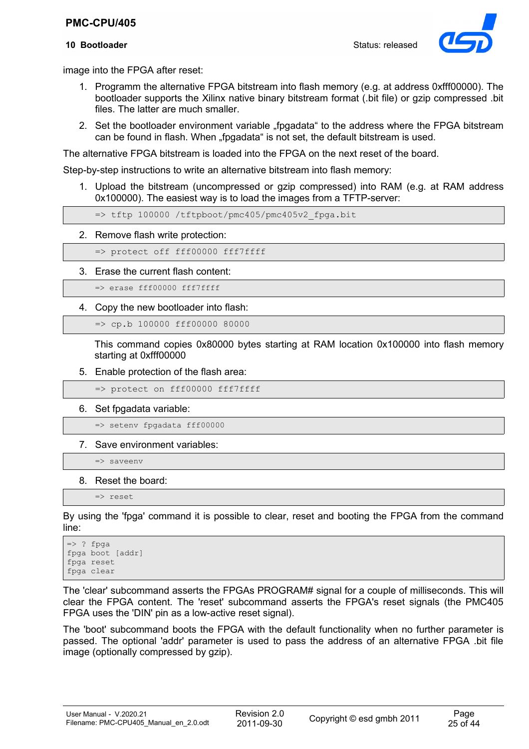image into the FPGA after reset:

1. Programm the alternative FPGA bitstream into flash memory (e.g. at address 0xfff00000). The bootloader supports the Xilinx native binary bitstream format (.bit file) or gzip compressed .bit files. The latter are much smaller.
2. Set the bootloader environment variable „fpgadata“ to the address where the FPGA bitstream can be found in flash. When „fpgadata“ is not set, the default bitstream is used.

The alternative FPGA bitstream is loaded into the FPGA on the next reset of the board.

Step-by-step instructions to write an alternative bitstream into flash memory:

1. Upload the bitstream (uncompressed or gzip compressed) into RAM (e.g. at RAM address 0x100000). The easiest way is to load the images from a TFTP-server:

```
=> tftp 100000 /tftpboot/pmc405/pmc405v2_fpga.bit
```

2. Remove flash write protection:

```
=> protect off fff00000 fff7ffff
```

3. Erase the current flash content:

```
=> erase fff00000 fff7ffff
```

4. Copy the new bootloader into flash:

```
=> cp.b 100000 fff00000 80000
```

   This command copies 0x80000 bytes starting at RAM location 0x100000 into flash memory starting at 0xfff00000

5. Enable protection of the flash area:

```
=> protect on fff00000 fff7ffff
```

6. Set fpgadata variable:

```
=> setenv fpgadata fff00000
```

7. Save environment variables:

```
=> saveenv
```

8. Reset the board:

```
=> reset
```

By using the 'fpga' command it is possible to clear, reset and booting the FPGA from the command line:

```
=> ? fpga
fpga boot [addr]
fpga reset
fpga clear
```

The 'clear' subcommand asserts the FPGAs PROGRAM# signal for a couple of milliseconds. This will clear the FPGA content. The 'reset' subcommand asserts the FPGA's reset signals (the PMC405 FPGA uses the 'DIN' pin as a low-active reset signal).

The 'boot' subcommand boots the FPGA with the default functionality when no further parameter is passed. The optional 'addr' parameter is used to pass the address of an alternative FPGA .bit file image (optionally compressed by gzip).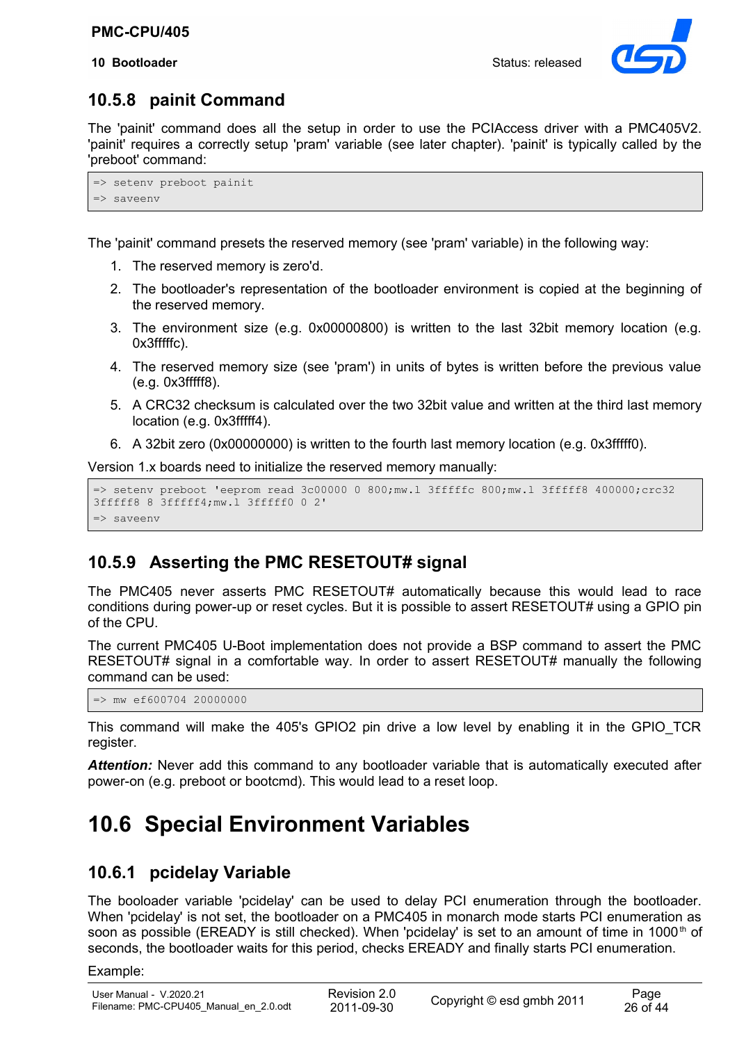### 10.5.8 painit Command

The 'painit' command does all the setup in order to use the PCIAccess driver with a PMC405V2. 'painit' requires a correctly setup 'pram' variable (see later chapter). 'painit' is typically called by the 'preboot' command:

```
=> setenv preboot painit
=> saveenv
```

The 'painit' command presets the reserved memory (see 'pram' variable) in the following way:

1. The reserved memory is zero'd.
2. The bootloader's representation of the bootloader environment is copied at the beginning of the reserved memory.
3. The environment size (e.g. 0x00000800) is written to the last 32bit memory location (e.g. 0x3ffffc).
4. The reserved memory size (see 'pram') in units of bytes is written before the previous value (e.g. 0x3ffff8).
5. A CRC32 checksum is calculated over the two 32bit value and written at the third last memory location (e.g. 0x3ffff4).
6. A 32bit zero (0x00000000) is written to the fourth last memory location (e.g. 0x3ffff0).

Version 1.x boards need to initialize the reserved memory manually:

```
=> setenv preboot 'eeprom read 3c00000 0 800;mw.l 3ffffc 800;mw.l 3ffff8 400000;crc32
3ffff8 8 3ffff4;mw.l 3ffff0 0 2'
=> saveenv
```

### 10.5.9 Asserting the PMC RESETOUT# signal

The PMC405 never asserts PMC RESETOUT# automatically because this would lead to race conditions during power-up or reset cycles. But it is possible to assert RESETOUT# using a GPIO pin of the CPU.

The current PMC405 U-Boot implementation does not provide a BSP command to assert the PMC RESETOUT# signal in a comfortable way. In order to assert RESETOUT# manually the following command can be used:

```
=> mw ef600704 20000000
```

This command will make the 405's GPIO2 pin drive a low level by enabling it in the GPIO_TCR register.

***Attention:*** Never add this command to any bootloader variable that is automatically executed after power-on (e.g. preboot or bootcmd). This would lead to a reset loop.

## 10.6 Special Environment Variables

### 10.6.1 pcidelay Variable

The booloader variable 'pcidelay' can be used to delay PCI enumeration through the bootloader. When 'pcidelay' is not set, the bootloader on a PMC405 in monarch mode starts PCI enumeration as soon as possible (EREADY is still checked). When 'pcidelay' is set to an amount of time in $1000^{th}$ of seconds, the bootloader waits for this period, checks EREADY and finally starts PCI enumeration.

Example: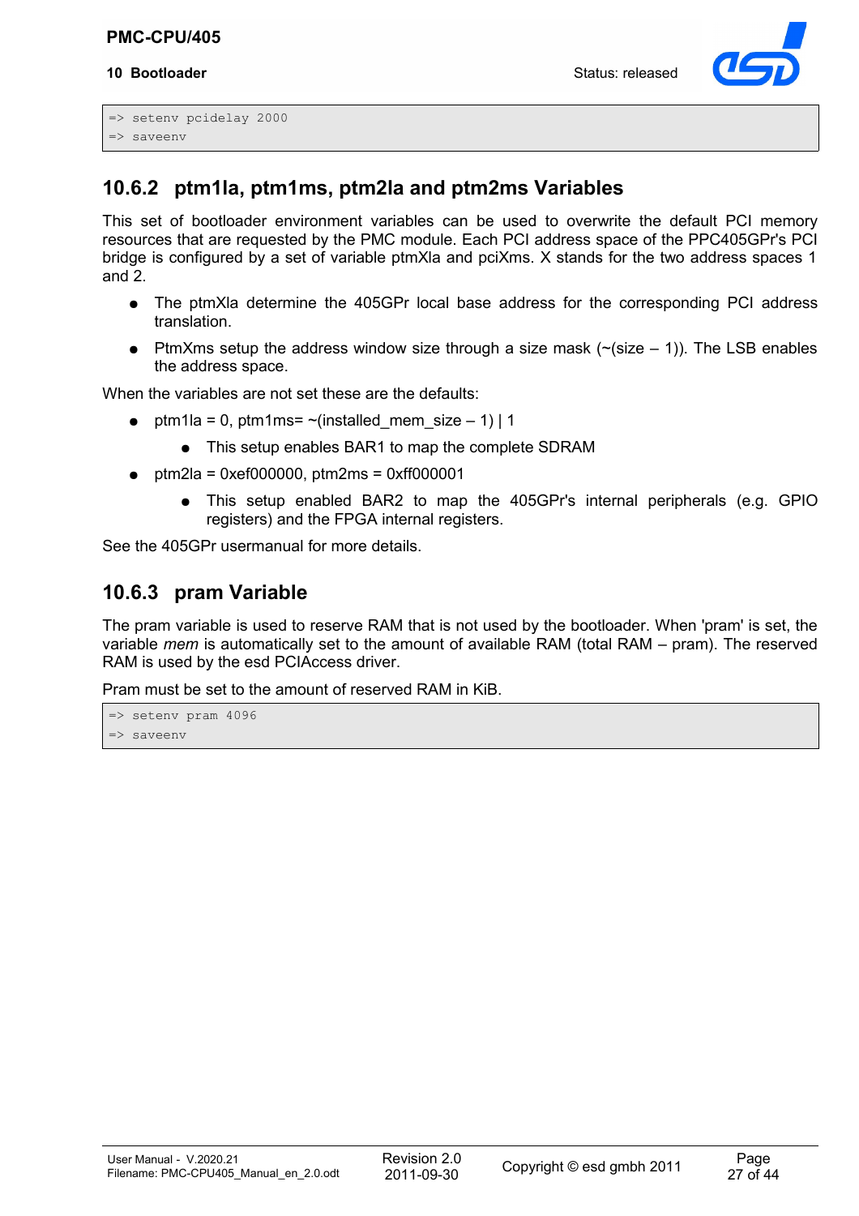```
=> setenv pcidelay 2000
=> saveenv
```

### 10.6.2 ptm1la, ptm1ms, ptm2la and ptm2ms Variables

This set of bootloader environment variables can be used to overwrite the default PCI memory resources that are requested by the PMC module. Each PCI address space of the PPC405GPr's PCI bridge is configured by a set of variable ptmXla and pciXms. X stands for the two address spaces 1 and 2.

- The ptmXla determine the 405GPr local base address for the corresponding PCI address translation.
- PtmXms setup the address window size through a size mask (~(size – 1)). The LSB enables the address space.

When the variables are not set these are the defaults:

- ptm1la = 0, ptm1ms= ~(installed_mem_size – 1) | 1
  - This setup enables BAR1 to map the complete SDRAM
- ptm2la = 0xef000000, ptm2ms = 0xff000001
  - This setup enabled BAR2 to map the 405GPr's internal peripherals (e.g. GPIO registers) and the FPGA internal registers.

See the 405GPr usermanual for more details.

### 10.6.3 pram Variable

The pram variable is used to reserve RAM that is not used by the bootloader. When 'pram' is set, the variable *mem* is automatically set to the amount of available RAM (total RAM – pram). The reserved RAM is used by the esd PCIAccess driver.

Pram must be set to the amount of reserved RAM in KiB.

```
=> setenv pram 4096
=> saveenv
```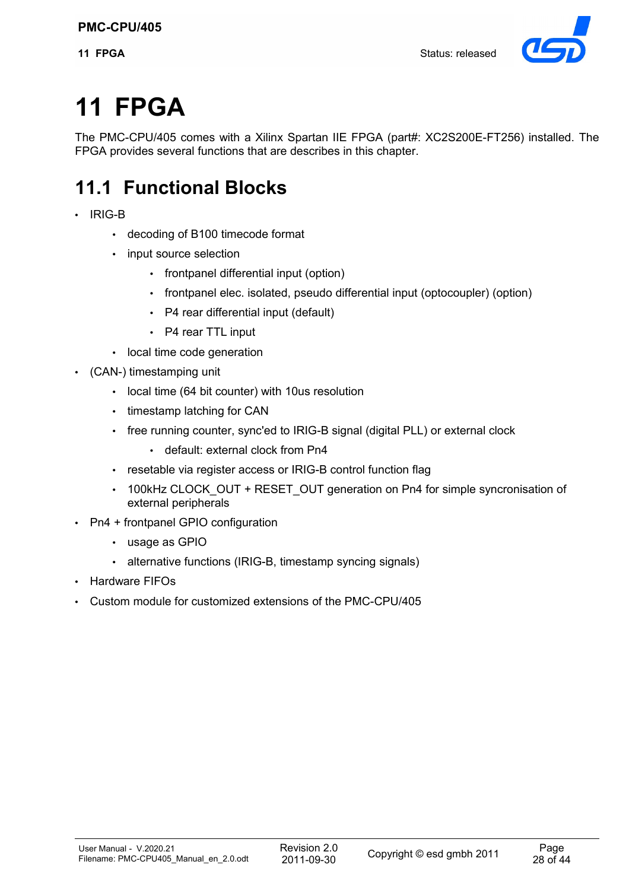# 11 FPGA

The PMC-CPU/405 comes with a Xilinx Spartan IIE FPGA (part#: XC2S200E-FT256) installed. The FPGA provides several functions that are describes in this chapter.

## 11.1 Functional Blocks

- IRIG-B
  - decoding of B100 timecode format
  - input source selection
    - frontpanel differential input (option)
    - frontpanel elec. isolated, pseudo differential input (optocoupler) (option)
    - P4 rear differential input (default)
    - P4 rear TTL input
  - local time code generation
- (CAN-) timestamping unit
  - local time (64 bit counter) with 10us resolution
  - timestamp latching for CAN
  - free running counter, sync'ed to IRIG-B signal (digital PLL) or external clock
    - default: external clock from Pn4
  - resetable via register access or IRIG-B control function flag
  - 100kHz CLOCK_OUT + RESET_OUT generation on Pn4 for simple syncronisation of external peripherals
- Pn4 + frontpanel GPIO configuration
  - usage as GPIO
  - alternative functions (IRIG-B, timestamp syncing signals)
- Hardware FIFOs
- Custom module for customized extensions of the PMC-CPU/405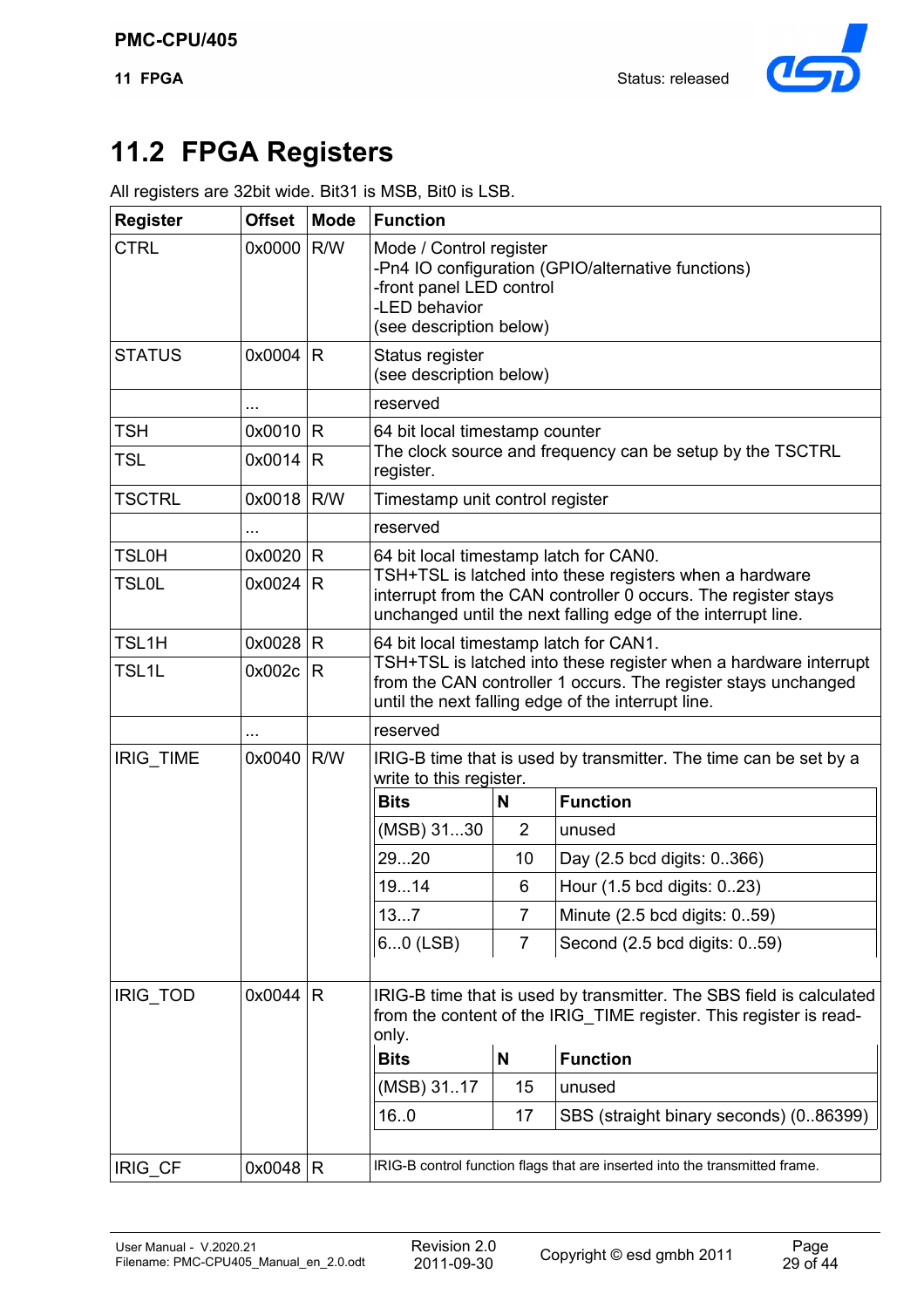## 11.2 FPGA Registers

All registers are 32bit wide. Bit31 is MSB, Bit0 is LSB.

| Register | Offset | Mode | Function |
|---|---|---|---|
| CTRL | 0x0000 | R/W | Mode / Control register<br>-Pn4 IO configuration (GPIO/alternative functions)<br>-front panel LED control<br>-LED behavior<br>(see description below) |
| STATUS | 0x0004 | R | Status register<br>(see description below) |
| | ... | | reserved |
| TSH | 0x0010 | R | 64 bit local timestamp counter<br>The clock source and frequency can be setup by the TSCTRL register. |
| TSL | 0x0014 | R | |
| TSCTRL | 0x0018 | R/W | Timestamp unit control register |
| | ... | | reserved |
| TSL0H | 0x0020 | R | 64 bit local timestamp latch for CAN0.<br>TSH+TSL is latched into these registers when a hardware interrupt from the CAN controller 0 occurs. The register stays unchanged until the next falling edge of the interrupt line. |
| TSL0L | 0x0024 | R | |
| TSL1H | 0x0028 | R | 64 bit local timestamp latch for CAN1.<br>TSH+TSL is latched into these register when a hardware interrupt from the CAN controller 1 occurs. The register stays unchanged until the next falling edge of the interrupt line. |
| TSL1L | 0x002c | R | |
| | ... | | reserved |
| IRIG_TIME | 0x0040 | R/W | IRIG-B time that is used by transmitter. The time can be set by a write to this register.<br>**Bits** / **N** / **Function**:<br>(MSB) 31...30 / 2 / unused<br>29...20 / 10 / Day (2.5 bcd digits: 0..366)<br>19...14 / 6 / Hour (1.5 bcd digits: 0..23)<br>13...7 / 7 / Minute (2.5 bcd digits: 0..59)<br>6...0 (LSB) / 7 / Second (2.5 bcd digits: 0..59) |
| IRIG_TOD | 0x0044 | R | IRIG-B time that is used by transmitter. The SBS field is calculated from the content of the IRIG_TIME register. This register is read-only.<br>**Bits** / **N** / **Function**:<br>(MSB) 31..17 / 15 / unused<br>16..0 / 17 / SBS (straight binary seconds) (0..86399) |
| IRIG_CF | 0x0048 | R | IRIG-B control function flags that are inserted into the transmitted frame. |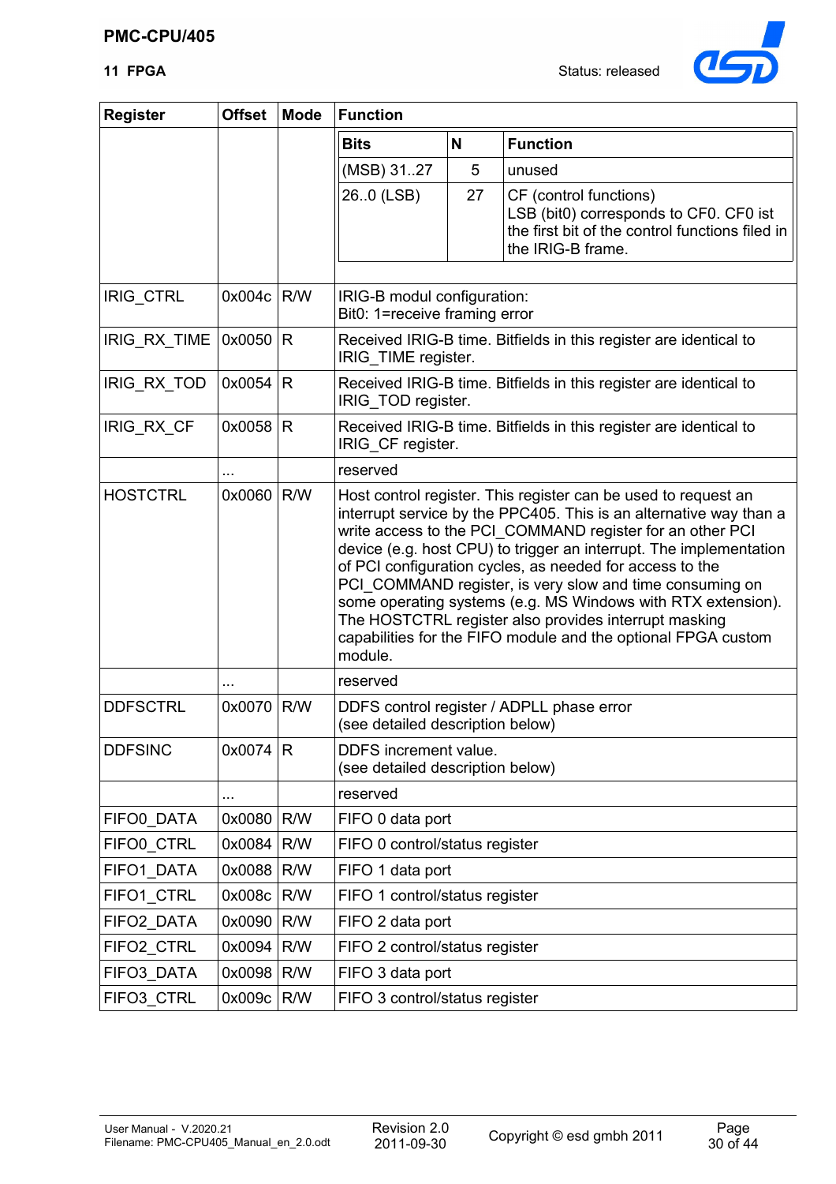| Register | Offset | Mode | Function |
|---|---|---|---|
| | | | **Bits** / **N** / **Function**<br>(MSB) 31..27 / 5 / unused<br>26..0 (LSB) / 27 / CF (control functions) LSB (bit0) corresponds to CF0. CF0 ist the first bit of the control functions filed in the IRIG-B frame. |
| IRIG_CTRL | 0x004c | R/W | IRIG-B modul configuration:<br>Bit0: 1=receive framing error |
| IRIG_RX_TIME | 0x0050 | R | Received IRIG-B time. Bitfields in this register are identical to IRIG_TIME register. |
| IRIG_RX_TOD | 0x0054 | R | Received IRIG-B time. Bitfields in this register are identical to IRIG_TOD register. |
| IRIG_RX_CF | 0x0058 | R | Received IRIG-B time. Bitfields in this register are identical to IRIG_CF register. |
| | ... | | reserved |
| HOSTCTRL | 0x0060 | R/W | Host control register. This register can be used to request an interrupt service by the PPC405. This is an alternative way than a write access to the PCI_COMMAND register for an other PCI device (e.g. host CPU) to trigger an interrupt. The implementation of PCI configuration cycles, as needed for access to the PCI_COMMAND register, is very slow and time consuming on some operating systems (e.g. MS Windows with RTX extension). The HOSTCTRL register also provides interrupt masking capabilities for the FIFO module and the optional FPGA custom module. |
| | ... | | reserved |
| DDFSCTRL | 0x0070 | R/W | DDFS control register / ADPLL phase error<br>(see detailed description below) |
| DDFSINC | 0x0074 | R | DDFS increment value.<br>(see detailed description below) |
| | ... | | reserved |
| FIFO0_DATA | 0x0080 | R/W | FIFO 0 data port |
| FIFO0_CTRL | 0x0084 | R/W | FIFO 0 control/status register |
| FIFO1_DATA | 0x0088 | R/W | FIFO 1 data port |
| FIFO1_CTRL | 0x008c | R/W | FIFO 1 control/status register |
| FIFO2_DATA | 0x0090 | R/W | FIFO 2 data port |
| FIFO2_CTRL | 0x0094 | R/W | FIFO 2 control/status register |
| FIFO3_DATA | 0x0098 | R/W | FIFO 3 data port |
| FIFO3_CTRL | 0x009c | R/W | FIFO 3 control/status register |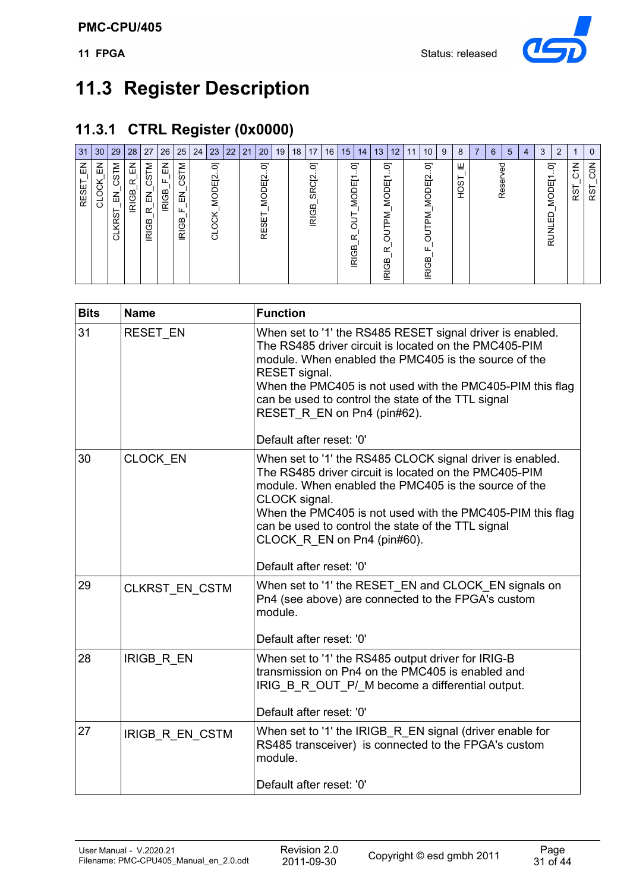## 11.3 Register Description

### 11.3.1 CTRL Register (0x0000)

| 31 | 30 | 29 | 28 | 27 | 26 | 25 | 24 | 23 | 22 | 21 | 20 | 19 | 18 | 17 | 16 | 15 | 14 | 13 | 12 | 11 | 10 | 9 | 8 | 7 | 6 | 5 | 4 | 3 | 2 | 1 | 0 |
|---|---|---|---|---|---|---|---|---|---|---|---|---|---|---|---|---|---|---|---|---|---|---|---|---|---|---|---|---|---|---|---|
| RESET_EN | CLOCK_EN | CLKRST_EN_CSTM | IRIGB_R_EN | IRIGB_R_EN_CSTM | IRIGB_F_EN | IRIGB_F_EN_CSTM | CLOCK_MODE[2..0] | | | RESET_MODE[2..0] | | | IRIGB_SRC[2..0] | | | IRIGB_R_OUT_MODE[1..0] | | IRIGB_R_OUTPM_MODE[1..0] | | IRIGB_F_OUTPM_MODE[2..0] | | | HOST_IE | Reserved | | | | RUNLED_MODE[1..0] | | RST_C1N | RST_C0N |

| Bits | Name | Function |
|---|---|---|
| 31 | RESET_EN | When set to '1' the RS485 RESET signal driver is enabled. The RS485 driver circuit is located on the PMC405-PIM module. When enabled the PMC405 is the source of the RESET signal.<br>When the PMC405 is not used with the PMC405-PIM this flag can be used to control the state of the TTL signal RESET_R_EN on Pn4 (pin#62).<br><br>Default after reset: '0' |
| 30 | CLOCK_EN | When set to '1' the RS485 CLOCK signal driver is enabled. The RS485 driver circuit is located on the PMC405-PIM module. When enabled the PMC405 is the source of the CLOCK signal.<br>When the PMC405 is not used with the PMC405-PIM this flag can be used to control the state of the TTL signal CLOCK_R_EN on Pn4 (pin#60).<br><br>Default after reset: '0' |
| 29 | CLKRST_EN_CSTM | When set to '1' the RESET_EN and CLOCK_EN signals on Pn4 (see above) are connected to the FPGA's custom module.<br><br>Default after reset: '0' |
| 28 | IRIGB_R_EN | When set to '1' the RS485 output driver for IRIG-B transmission on Pn4 on the PMC405 is enabled and IRIG_B_R_OUT_P/_M become a differential output.<br><br>Default after reset: '0' |
| 27 | IRIGB_R_EN_CSTM | When set to '1' the IRIGB_R_EN signal (driver enable for RS485 transceiver) is connected to the FPGA's custom module.<br><br>Default after reset: '0' |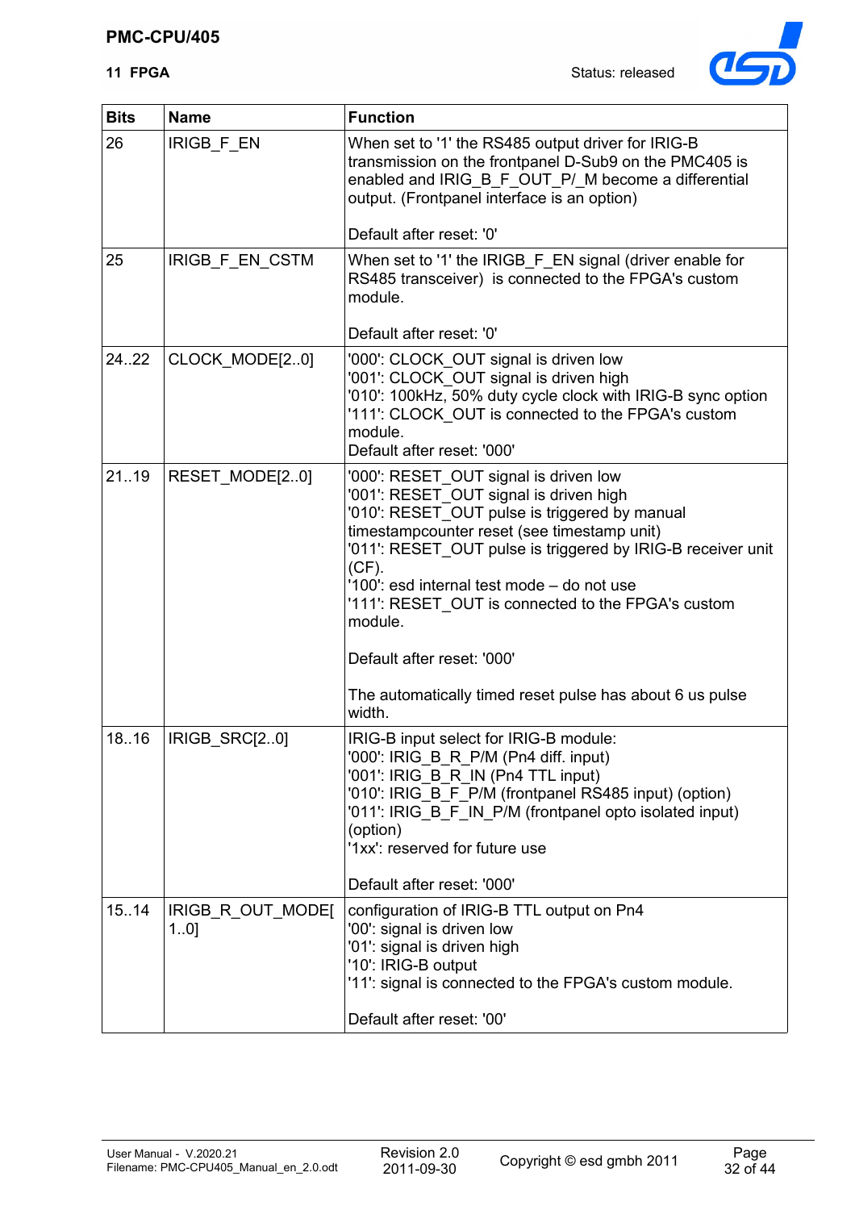| Bits | Name | Function |
|---|---|---|
| 26 | IRIGB_F_EN | When set to '1' the RS485 output driver for IRIG-B transmission on the frontpanel D-Sub9 on the PMC405 is enabled and IRIG_B_F_OUT_P/_M become a differential output. (Frontpanel interface is an option)<br><br>Default after reset: '0' |
| 25 | IRIGB_F_EN_CSTM | When set to '1' the IRIGB_F_EN signal (driver enable for RS485 transceiver) is connected to the FPGA's custom module.<br><br>Default after reset: '0' |
| 24..22 | CLOCK_MODE[2..0] | '000': CLOCK_OUT signal is driven low<br>'001': CLOCK_OUT signal is driven high<br>'010': 100kHz, 50% duty cycle clock with IRIG-B sync option<br>'111': CLOCK_OUT is connected to the FPGA's custom module.<br>Default after reset: '000' |
| 21..19 | RESET_MODE[2..0] | '000': RESET_OUT signal is driven low<br>'001': RESET_OUT signal is driven high<br>'010': RESET_OUT pulse is triggered by manual timestampcounter reset (see timestamp unit)<br>'011': RESET_OUT pulse is triggered by IRIG-B receiver unit (CF).<br>'100': esd internal test mode – do not use<br>'111': RESET_OUT is connected to the FPGA's custom module.<br><br>Default after reset: '000'<br><br>The automatically timed reset pulse has about 6 us pulse width. |
| 18..16 | IRIGB_SRC[2..0] | IRIG-B input select for IRIG-B module:<br>'000': IRIG_B_R_P/M (Pn4 diff. input)<br>'001': IRIG_B_R_IN (Pn4 TTL input)<br>'010': IRIG_B_F_P/M (frontpanel RS485 input) (option)<br>'011': IRIG_B_F_IN_P/M (frontpanel opto isolated input) (option)<br>'1xx': reserved for future use<br><br>Default after reset: '000' |
| 15..14 | IRIGB_R_OUT_MODE[1..0] | configuration of IRIG-B TTL output on Pn4<br>'00': signal is driven low<br>'01': signal is driven high<br>'10': IRIG-B output<br>'11': signal is connected to the FPGA's custom module.<br><br>Default after reset: '00' |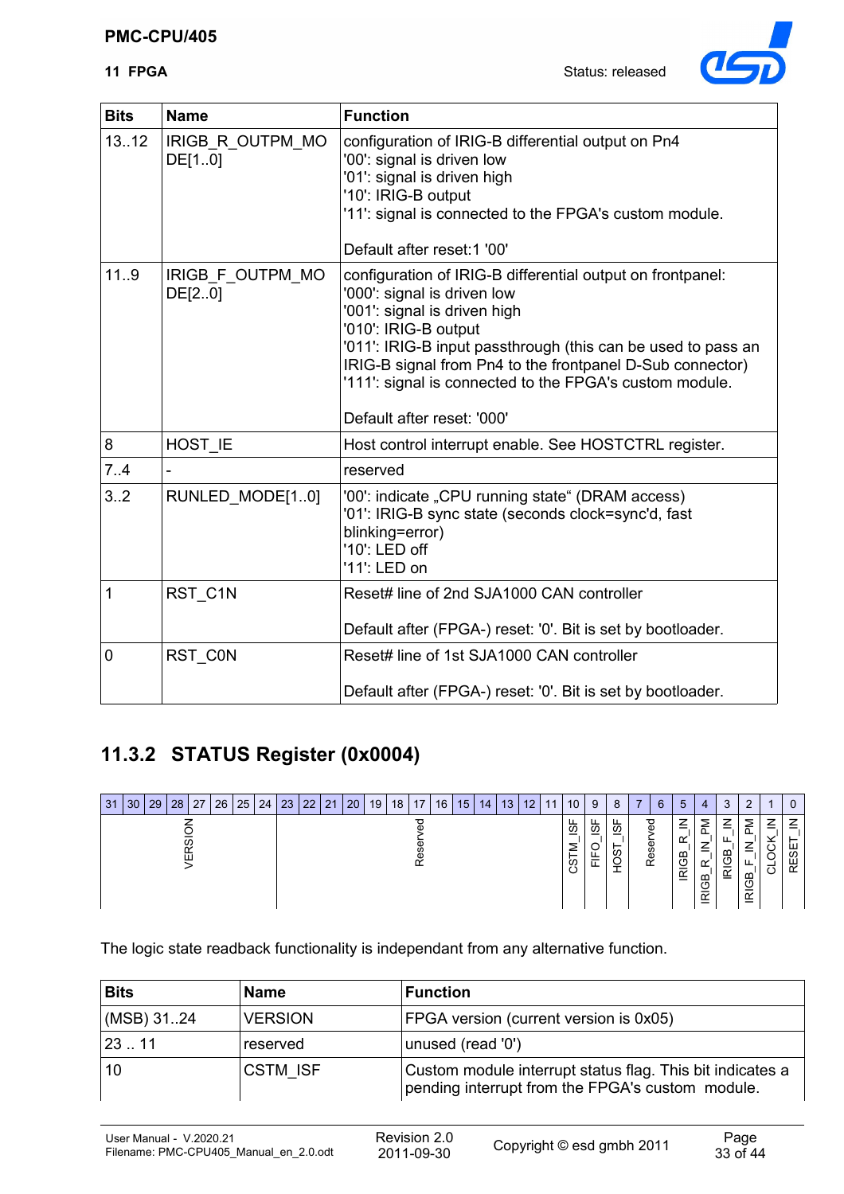| Bits | Name | Function |
|---|---|---|
| 13..12 | IRIGB_R_OUTPM_MODE[1..0] | configuration of IRIG-B differential output on Pn4<br>'00': signal is driven low<br>'01': signal is driven high<br>'10': IRIG-B output<br>'11': signal is connected to the FPGA's custom module.<br><br>Default after reset:1 '00' |
| 11..9 | IRIGB_F_OUTPM_MODE[2..0] | configuration of IRIG-B differential output on frontpanel:<br>'000': signal is driven low<br>'001': signal is driven high<br>'010': IRIG-B output<br>'011': IRIG-B input passthrough (this can be used to pass an IRIG-B signal from Pn4 to the frontpanel D-Sub connector)<br>'111': signal is connected to the FPGA's custom module.<br><br>Default after reset: '000' |
| 8 | HOST_IE | Host control interrupt enable. See HOSTCTRL register. |
| 7..4 | - | reserved |
| 3..2 | RUNLED_MODE[1..0] | '00': indicate „CPU running state" (DRAM access)<br>'01': IRIG-B sync state (seconds clock=sync'd, fast blinking=error)<br>'10': LED off<br>'11': LED on |
| 1 | RST_C1N | Reset# line of 2nd SJA1000 CAN controller<br><br>Default after (FPGA-) reset: '0'. Bit is set by bootloader. |
| 0 | RST_C0N | Reset# line of 1st SJA1000 CAN controller<br><br>Default after (FPGA-) reset: '0'. Bit is set by bootloader. |

### 11.3.2 STATUS Register (0x0004)

| 31..24 | 23..11 | 10 | 9 | 8 | 7..6 | 5 | 4 | 3 | 2 | 1 | 0 |
|---|---|---|---|---|---|---|---|---|---|---|---|
| VERSION | Reserved | CSTM_ISF | FIFO_ISF | HOST_ISF | Reserved | IRIGB_R_IN | IRIGB_R_IN_PM | IRIGB_F_IN | IRIGB_F_IN_PM | CLOCK_IN | RESET_IN |

The logic state readback functionality is independant from any alternative function.

| Bits | Name | Function |
|---|---|---|
| (MSB) 31..24 | VERSION | FPGA version (current version is 0x05) |
| 23 .. 11 | reserved | unused (read '0') |
| 10 | CSTM_ISF | Custom module interrupt status flag. This bit indicates a pending interrupt from the FPGA's custom module. |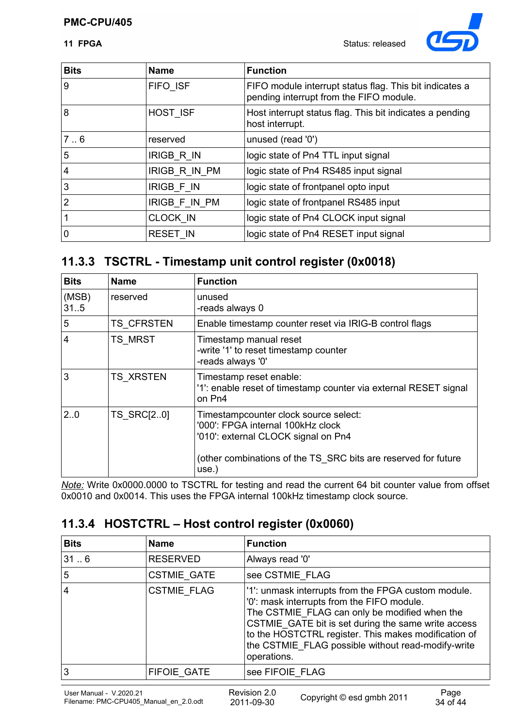| Bits | Name | Function |
|---|---|---|
| 9 | FIFO_ISF | FIFO module interrupt status flag. This bit indicates a pending interrupt from the FIFO module. |
| 8 | HOST_ISF | Host interrupt status flag. This bit indicates a pending host interrupt. |
| 7 .. 6 | reserved | unused (read '0') |
| 5 | IRIGB_R_IN | logic state of Pn4 TTL input signal |
| 4 | IRIGB_R_IN_PM | logic state of Pn4 RS485 input signal |
| 3 | IRIGB_F_IN | logic state of frontpanel opto input |
| 2 | IRIGB_F_IN_PM | logic state of frontpanel RS485 input |
| 1 | CLOCK_IN | logic state of Pn4 CLOCK input signal |
| 0 | RESET_IN | logic state of Pn4 RESET input signal |

### 11.3.3 TSCTRL - Timestamp unit control register (0x0018)

| Bits | Name | Function |
|---|---|---|
| (MSB) 31..5 | reserved | unused<br>-reads always 0 |
| 5 | TS_CFRSTEN | Enable timestamp counter reset via IRIG-B control flags |
| 4 | TS_MRST | Timestamp manual reset<br>-write '1' to reset timestamp counter<br>-reads always '0' |
| 3 | TS_XRSTEN | Timestamp reset enable:<br>'1': enable reset of timestamp counter via external RESET signal on Pn4 |
| 2..0 | TS_SRC[2..0] | Timestampcounter clock source select:<br>'000': FPGA internal 100kHz clock<br>'010': external CLOCK signal on Pn4<br><br>(other combinations of the TS_SRC bits are reserved for future use.) |

*Note:* Write 0x0000.0000 to TSCTRL for testing and read the current 64 bit counter value from offset 0x0010 and 0x0014. This uses the FPGA internal 100kHz timestamp clock source.

### 11.3.4 HOSTCTRL – Host control register (0x0060)

| Bits | Name | Function |
|---|---|---|
| 31 .. 6 | RESERVED | Always read '0' |
| 5 | CSTMIE_GATE | see CSTMIE_FLAG |
| 4 | CSTMIE_FLAG | '1': unmask interrupts from the FPGA custom module.<br>'0': mask interrupts from the FIFO module.<br>The CSTMIE_FLAG can only be modified when the CSTMIE_GATE bit is set during the same write access to the HOSTCTRL register. This makes modification of the CSTMIE_FLAG possible without read-modify-write operations. |
| 3 | FIFOIE_GATE | see FIFOIE_FLAG |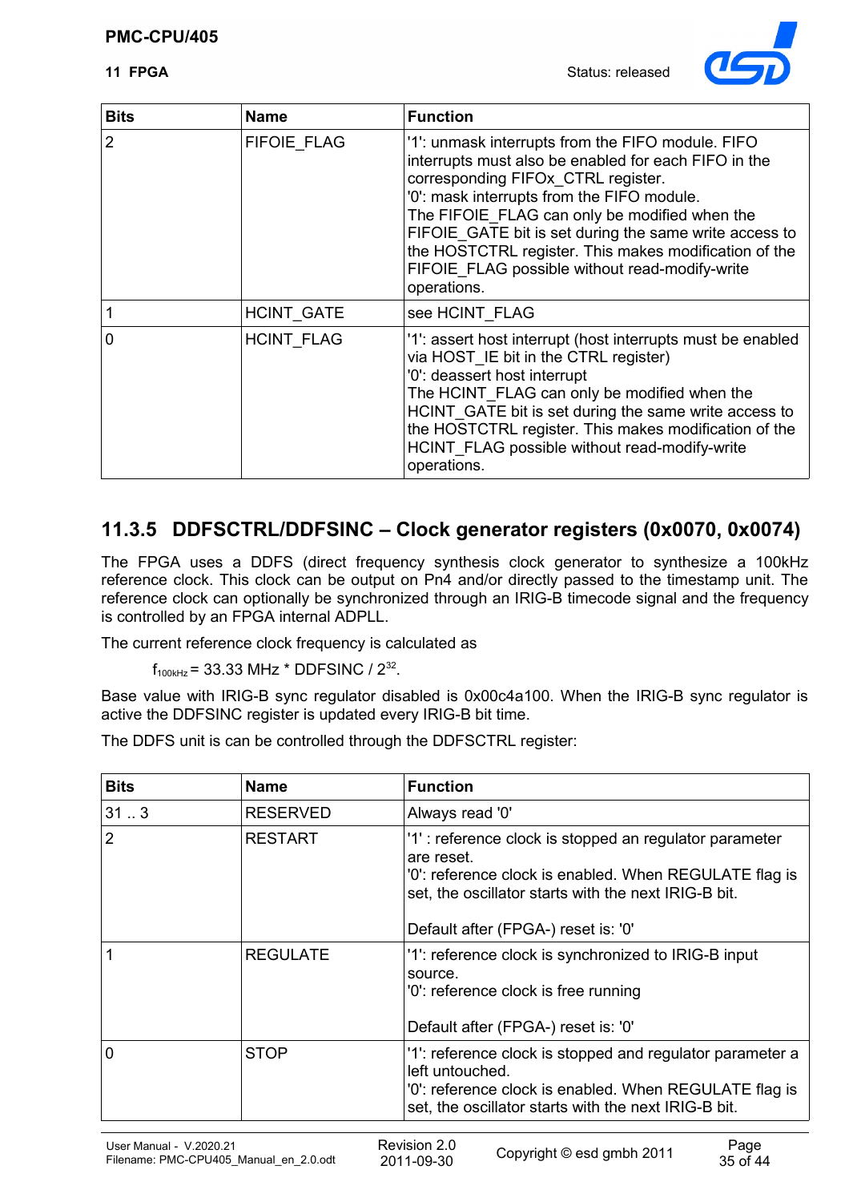| Bits | Name | Function |
|---|---|---|
| 2 | FIFOIE_FLAG | '1': unmask interrupts from the FIFO module. FIFO interrupts must also be enabled for each FIFO in the corresponding FIFOx_CTRL register.<br>'0': mask interrupts from the FIFO module.<br>The FIFOIE_FLAG can only be modified when the FIFOIE_GATE bit is set during the same write access to the HOSTCTRL register. This makes modification of the FIFOIE_FLAG possible without read-modify-write operations. |
| 1 | HCINT_GATE | see HCINT_FLAG |
| 0 | HCINT_FLAG | '1': assert host interrupt (host interrupts must be enabled via HOST_IE bit in the CTRL register)<br>'0': deassert host interrupt<br>The HCINT_FLAG can only be modified when the HCINT_GATE bit is set during the same write access to the HOSTCTRL register. This makes modification of the HCINT_FLAG possible without read-modify-write operations. |

## 11.3.5 DDFSCTRL/DDFSINC – Clock generator registers (0x0070, 0x0074)

The FPGA uses a DDFS (direct frequency synthesis clock generator to synthesize a 100kHz reference clock. This clock can be output on Pn4 and/or directly passed to the timestamp unit. The reference clock can optionally be synchronized through an IRIG-B timecode signal and the frequency is controlled by an FPGA internal ADPLL.

The current reference clock frequency is calculated as

$f_{100kHz} = 33.33\ \text{MHz} * \text{DDFSINC} / 2^{32}$.

Base value with IRIG-B sync regulator disabled is 0x00c4a100. When the IRIG-B sync regulator is active the DDFSINC register is updated every IRIG-B bit time.

The DDFS unit is can be controlled through the DDFSCTRL register:

| Bits | Name | Function |
|---|---|---|
| 31 .. 3 | RESERVED | Always read '0' |
| 2 | RESTART | '1' : reference clock is stopped an regulator parameter are reset.<br>'0': reference clock is enabled. When REGULATE flag is set, the oscillator starts with the next IRIG-B bit.<br><br>Default after (FPGA-) reset is: '0' |
| 1 | REGULATE | '1': reference clock is synchronized to IRIG-B input source.<br>'0': reference clock is free running<br><br>Default after (FPGA-) reset is: '0' |
| 0 | STOP | '1': reference clock is stopped and regulator parameter a left untouched.<br>'0': reference clock is enabled. When REGULATE flag is set, the oscillator starts with the next IRIG-B bit. |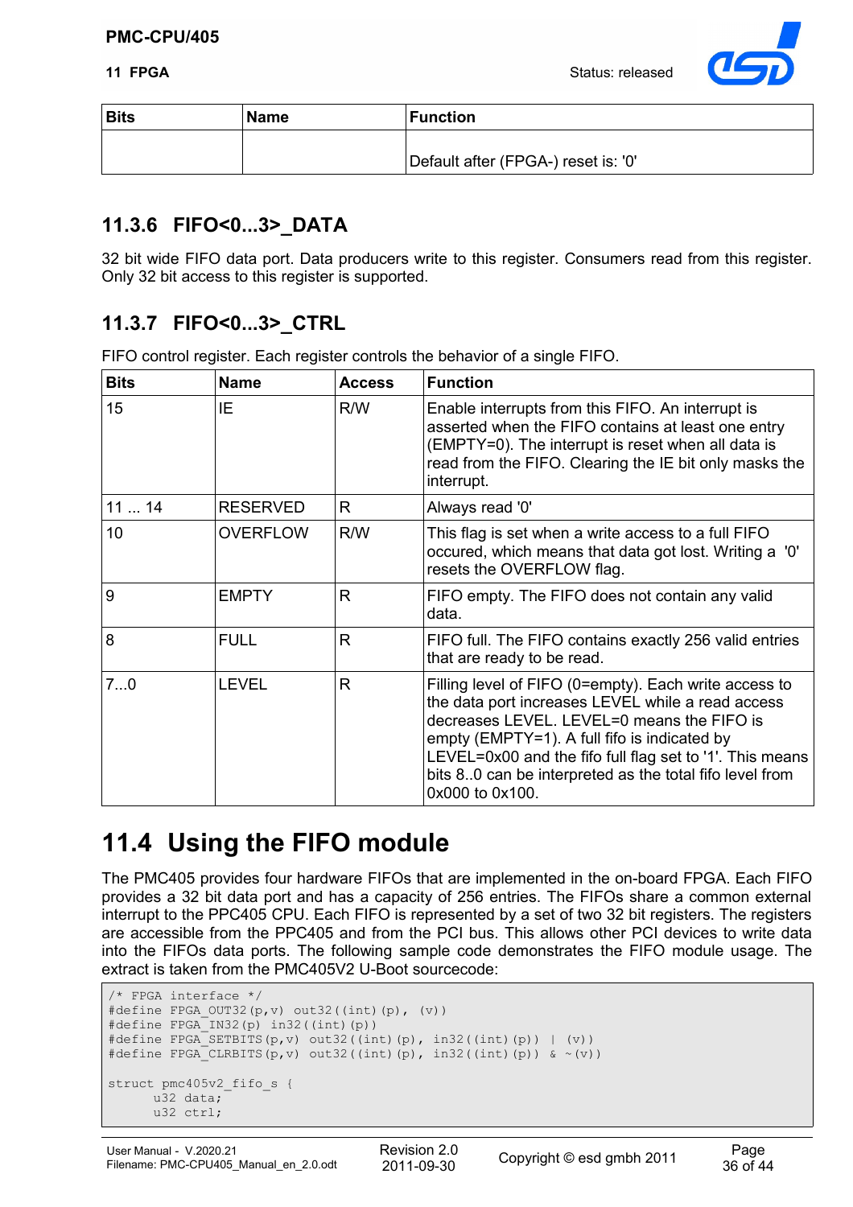| Bits | Name | Function |
|---|---|---|
| | | Default after (FPGA-) reset is: '0' |

### 11.3.6 FIFO<0...3>_DATA

32 bit wide FIFO data port. Data producers write to this register. Consumers read from this register. Only 32 bit access to this register is supported.

### 11.3.7 FIFO<0...3>_CTRL

FIFO control register. Each register controls the behavior of a single FIFO.

| Bits | Name | Access | Function |
|---|---|---|---|
| 15 | IE | R/W | Enable interrupts from this FIFO. An interrupt is asserted when the FIFO contains at least one entry (EMPTY=0). The interrupt is reset when all data is read from the FIFO. Clearing the IE bit only masks the interrupt. |
| 11 ... 14 | RESERVED | R | Always read '0' |
| 10 | OVERFLOW | R/W | This flag is set when a write access to a full FIFO occured, which means that data got lost. Writing a '0' resets the OVERFLOW flag. |
| 9 | EMPTY | R | FIFO empty. The FIFO does not contain any valid data. |
| 8 | FULL | R | FIFO full. The FIFO contains exactly 256 valid entries that are ready to be read. |
| 7...0 | LEVEL | R | Filling level of FIFO (0=empty). Each write access to the data port increases LEVEL while a read access decreases LEVEL. LEVEL=0 means the FIFO is empty (EMPTY=1). A full fifo is indicated by LEVEL=0x00 and the fifo full flag set to '1'. This means bits 8..0 can be interpreted as the total fifo level from 0x000 to 0x100. |

## 11.4 Using the FIFO module

The PMC405 provides four hardware FIFOs that are implemented in the on-board FPGA. Each FIFO provides a 32 bit data port and has a capacity of 256 entries. The FIFOs share a common external interrupt to the PPC405 CPU. Each FIFO is represented by a set of two 32 bit registers. The registers are accessible from the PPC405 and from the PCI bus. This allows other PCI devices to write data into the FIFOs data ports. The following sample code demonstrates the FIFO module usage. The extract is taken from the PMC405V2 U-Boot sourcecode:

```
/* FPGA interface */
#define FPGA_OUT32(p,v) out32((int)(p), (v))
#define FPGA_IN32(p) in32((int)(p))
#define FPGA_SETBITS(p,v) out32((int)(p), in32((int)(p)) | (v))
#define FPGA_CLRBITS(p,v) out32((int)(p), in32((int)(p)) & ~(v))

struct pmc405v2_fifo_s {
      u32 data;
      u32 ctrl;
```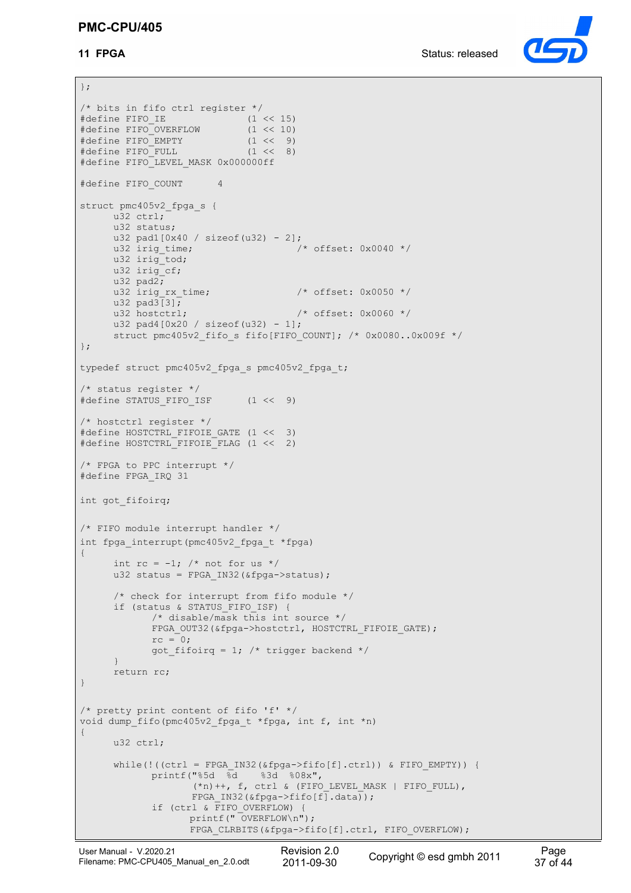```
};

/* bits in fifo ctrl register */
#define FIFO_IE             (1 << 15)
#define FIFO_OVERFLOW       (1 << 10)
#define FIFO_EMPTY          (1 <<  9)
#define FIFO_FULL           (1 <<  8)
#define FIFO_LEVEL_MASK 0x000000ff

#define FIFO_COUNT      4

struct pmc405v2_fpga_s {
      u32 ctrl;
      u32 status;
      u32 pad1[0x40 / sizeof(u32) - 2];
      u32 irig_time;              /* offset: 0x0040 */
      u32 irig_tod;
      u32 irig_cf;
      u32 pad2;
      u32 irig_rx_time;           /* offset: 0x0050 */
      u32 pad3[3];
      u32 hostctrl;               /* offset: 0x0060 */
      u32 pad4[0x20 / sizeof(u32) - 1];
      struct pmc405v2_fifo_s fifo[FIFO_COUNT]; /* 0x0080..0x009f */
};

typedef struct pmc405v2_fpga_s pmc405v2_fpga_t;

/* status register */
#define STATUS_FIFO_ISF     (1 <<  9)

/* hostctrl register */
#define HOSTCTRL_FIFOIE_GATE (1 <<  3)
#define HOSTCTRL_FIFOIE_FLAG (1 <<  2)

/* FPGA to PPC interrupt */
#define FPGA_IRQ 31

int got_fifoirq;

/* FIFO module interrupt handler */
int fpga_interrupt(pmc405v2_fpga_t *fpga)
{
      int rc = -1; /* not for us */
      u32 status = FPGA_IN32(&fpga->status);

      /* check for interrupt from fifo module */
      if (status & STATUS_FIFO_ISF) {
            /* disable/mask this int source */
            FPGA_OUT32(&fpga->hostctrl, HOSTCTRL_FIFOIE_GATE);
            rc = 0;
            got_fifoirq = 1; /* trigger backend */
      }
      return rc;
}

/* pretty print content of fifo 'f' */
void dump_fifo(pmc405v2_fpga_t *fpga, int f, int *n)
{
      u32 ctrl;

      while(!((ctrl = FPGA_IN32(&fpga->fifo[f].ctrl)) & FIFO_EMPTY)) {
            printf("%5d  %d    %3d  %08x",
                  (*n)++, f, ctrl & (FIFO_LEVEL_MASK | FIFO_FULL),
                  FPGA_IN32(&fpga->fifo[f].data));
            if (ctrl & FIFO_OVERFLOW) {
                  printf(" OVERFLOW\n");
                  FPGA_CLRBITS(&fpga->fifo[f].ctrl, FIFO_OVERFLOW);
```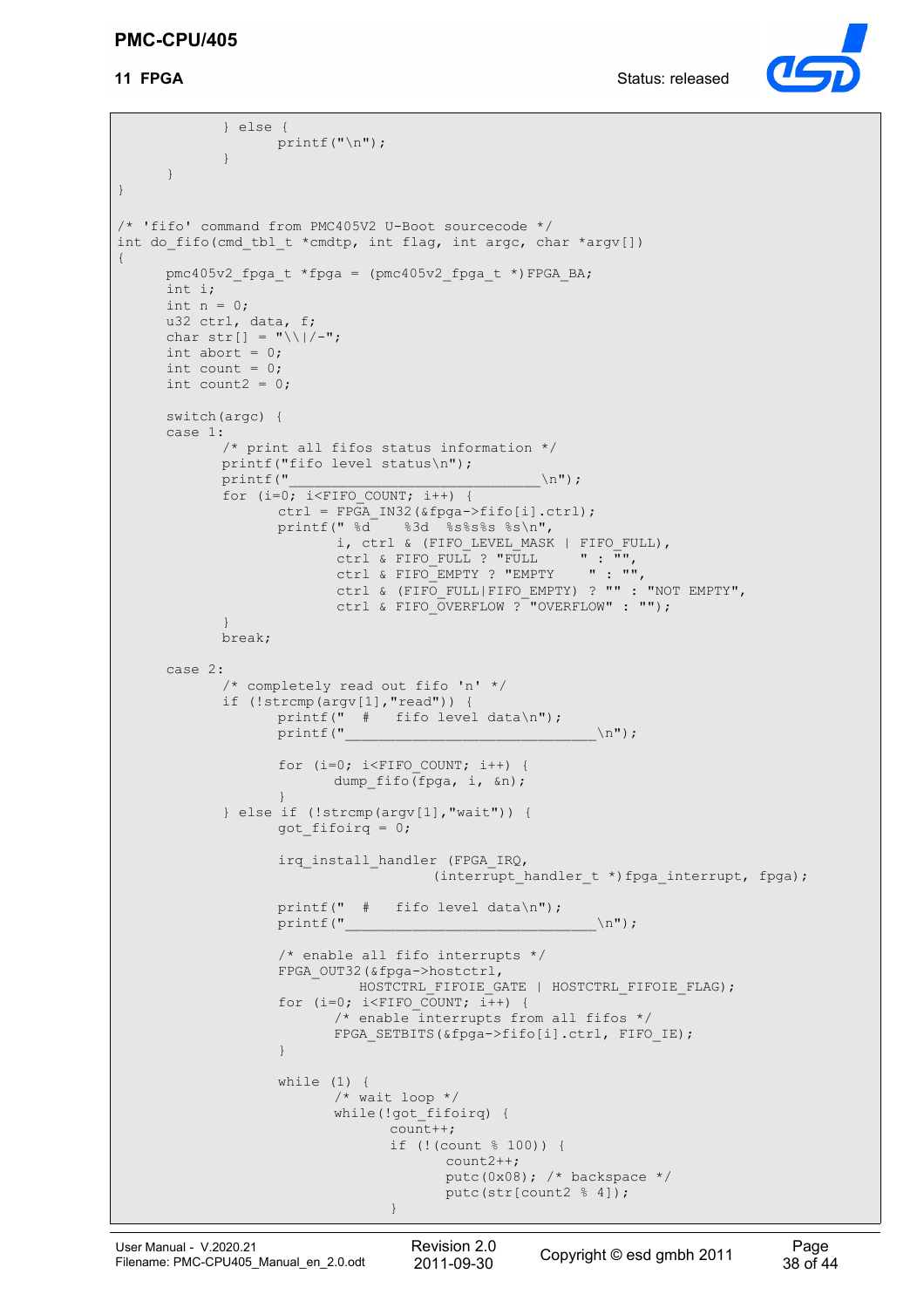```
            } else {
                  printf("\n");
            }
      }
}

/* 'fifo' command from PMC405V2 U-Boot sourcecode */
int do_fifo(cmd_tbl_t *cmdtp, int flag, int argc, char *argv[])
{
      pmc405v2_fpga_t *fpga = (pmc405v2_fpga_t *)FPGA_BA;
      int i;
      int n = 0;
      u32 ctrl, data, f;
      char str[] = "\\|/-";
      int abort = 0;
      int count = 0;
      int count2 = 0;

      switch(argc) {
      case 1:
            /* print all fifos status information */
            printf("fifo level status\n");
            printf("______________________________\n");
            for (i=0; i<FIFO_COUNT; i++) {
                  ctrl = FPGA_IN32(&fpga->fifo[i].ctrl);
                  printf(" %d    %3d  %s%s%s %s\n",
                         i, ctrl & (FIFO_LEVEL_MASK | FIFO_FULL),
                         ctrl & FIFO_FULL ? "FULL     " : "",
                         ctrl & FIFO_EMPTY ? "EMPTY    " : "",
                         ctrl & (FIFO_FULL|FIFO_EMPTY) ? "" : "NOT EMPTY",
                         ctrl & FIFO_OVERFLOW ? "OVERFLOW" : "");
            }
            break;

      case 2:
            /* completely read out fifo 'n' */
            if (!strcmp(argv[1],"read")) {
                  printf("  #   fifo level data\n");
                  printf("______________________________\n");

                  for (i=0; i<FIFO_COUNT; i++) {
                         dump_fifo(fpga, i, &n);
                  }
            } else if (!strcmp(argv[1],"wait")) {
                  got_fifoirq = 0;

                  irq_install_handler (FPGA_IRQ,
                                   (interrupt_handler_t *)fpga_interrupt, fpga);

                  printf("  #   fifo level data\n");
                  printf("______________________________\n");

                  /* enable all fifo interrupts */
                  FPGA_OUT32(&fpga->hostctrl,
                           HOSTCTRL_FIFOIE_GATE | HOSTCTRL_FIFOIE_FLAG);
                  for (i=0; i<FIFO_COUNT; i++) {
                         /* enable interrupts from all fifos */
                         FPGA_SETBITS(&fpga->fifo[i].ctrl, FIFO_IE);
                  }

                  while (1) {
                         /* wait loop */
                         while(!got_fifoirq) {
                               count++;
                               if (!(count % 100)) {
                                     count2++;
                                     putc(0x08); /* backspace */
                                     putc(str[count2 % 4]);
                               }
```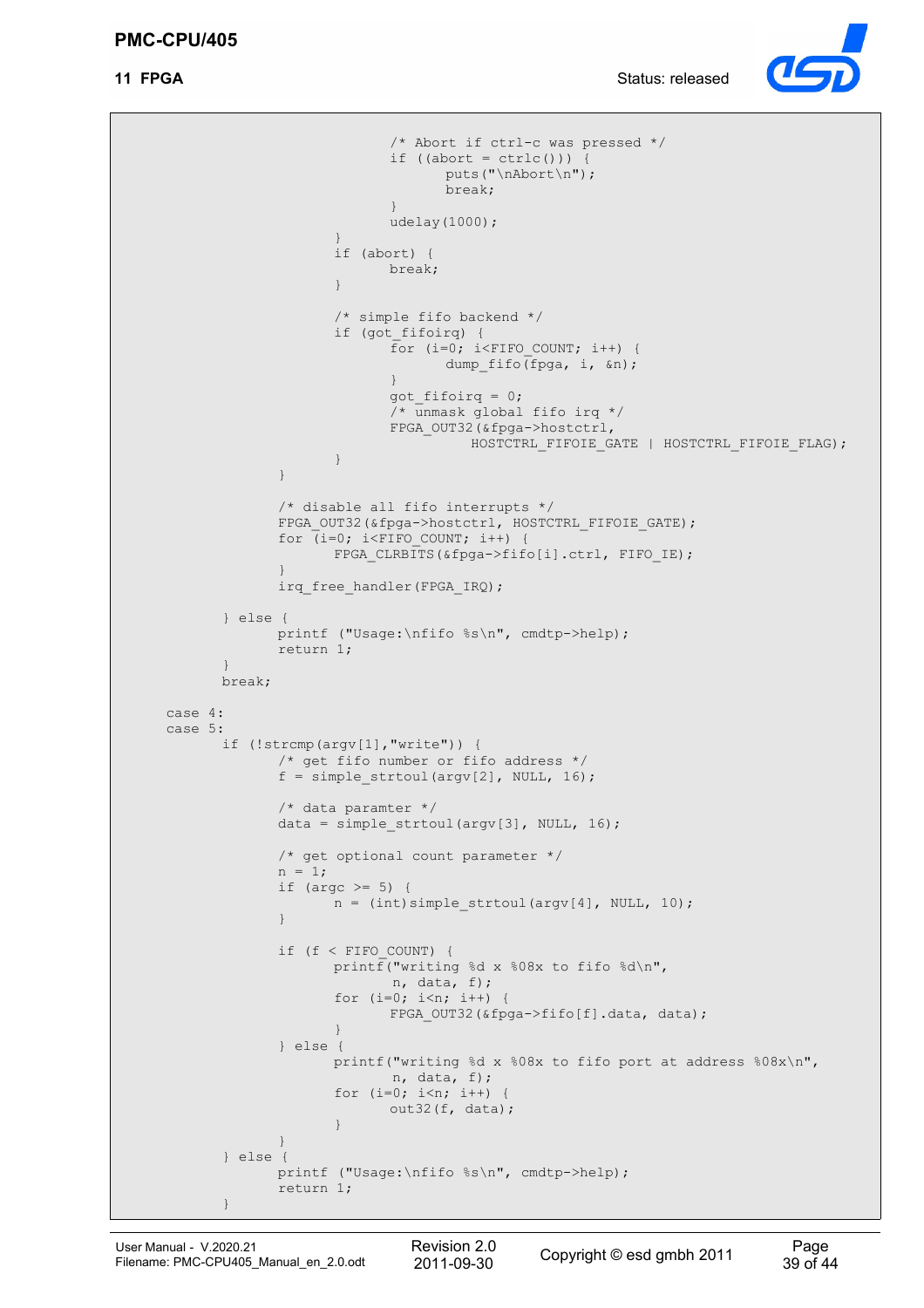```
                                        /* Abort if ctrl-c was pressed */
                                        if ((abort = ctrlc())) {
                                                puts("\nAbort\n");
                                                break;
                                        }
                                        udelay(1000);
                                }
                                if (abort) {
                                        break;
                                }

                                /* simple fifo backend */
                                if (got_fifoirq) {
                                        for (i=0; i<FIFO_COUNT; i++) {
                                                dump_fifo(fpga, i, &n);
                                        }
                                        got_fifoirq = 0;
                                        /* unmask global fifo irq */
                                        FPGA_OUT32(&fpga->hostctrl,
                                                   HOSTCTRL_FIFOIE_GATE | HOSTCTRL_FIFOIE_FLAG);
                                }
                        }

                        /* disable all fifo interrupts */
                        FPGA_OUT32(&fpga->hostctrl, HOSTCTRL_FIFOIE_GATE);
                        for (i=0; i<FIFO_COUNT; i++) {
                                FPGA_CLRBITS(&fpga->fifo[i].ctrl, FIFO_IE);
                        }
                        irq_free_handler(FPGA_IRQ);

                } else {
                        printf ("Usage:\nfifo %s\n", cmdtp->help);
                        return 1;
                }
                break;

        case 4:
        case 5:
                if (!strcmp(argv[1],"write")) {
                        /* get fifo number or fifo address */
                        f = simple_strtoul(argv[2], NULL, 16);

                        /* data paramter */
                        data = simple_strtoul(argv[3], NULL, 16);

                        /* get optional count parameter */
                        n = 1;
                        if (argc >= 5) {
                                n = (int)simple_strtoul(argv[4], NULL, 10);
                        }

                        if (f < FIFO_COUNT) {
                                printf("writing %d x %08x to fifo %d\n",
                                        n, data, f);
                                for (i=0; i<n; i++) {
                                        FPGA_OUT32(&fpga->fifo[f].data, data);
                                }
                        } else {
                                printf("writing %d x %08x to fifo port at address %08x\n",
                                        n, data, f);
                                for (i=0; i<n; i++) {
                                        out32(f, data);
                                }
                        }
                } else {
                        printf ("Usage:\nfifo %s\n", cmdtp->help);
                        return 1;
                }
```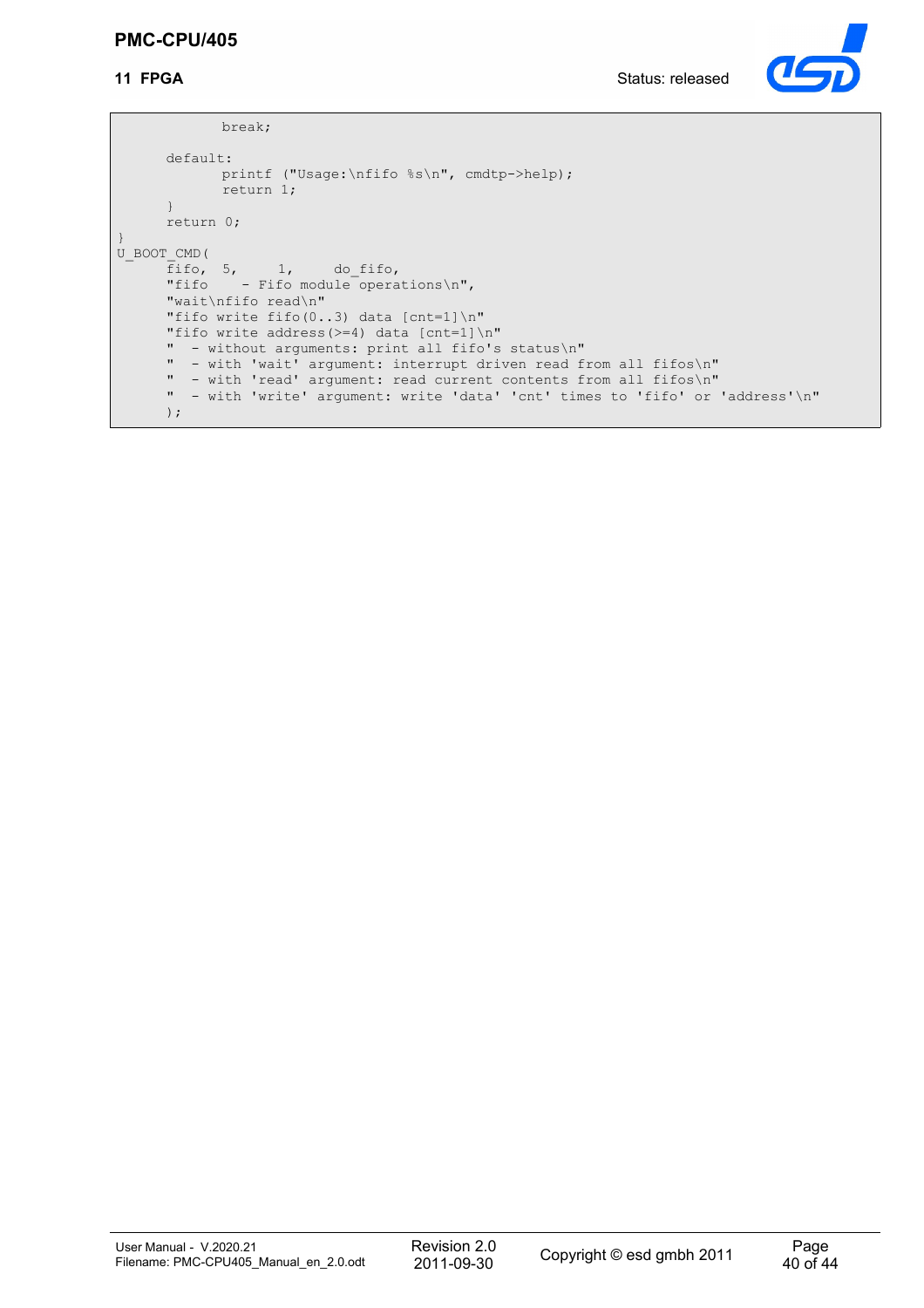```
            break;

      default:
            printf ("Usage:\nfifo %s\n", cmdtp->help);
            return 1;
      }
      return 0;
}
U_BOOT_CMD(
      fifo,  5,     1,     do_fifo,
      "fifo    - Fifo module operations\n",
      "wait\nfifo read\n"
      "fifo write fifo(0..3) data [cnt=1]\n"
      "fifo write address(>=4) data [cnt=1]\n"
      "  - without arguments: print all fifo's status\n"
      "  - with 'wait' argument: interrupt driven read from all fifos\n"
      "  - with 'read' argument: read current contents from all fifos\n"
      "  - with 'write' argument: write 'data' 'cnt' times to 'fifo' or 'address'\n"
      );
```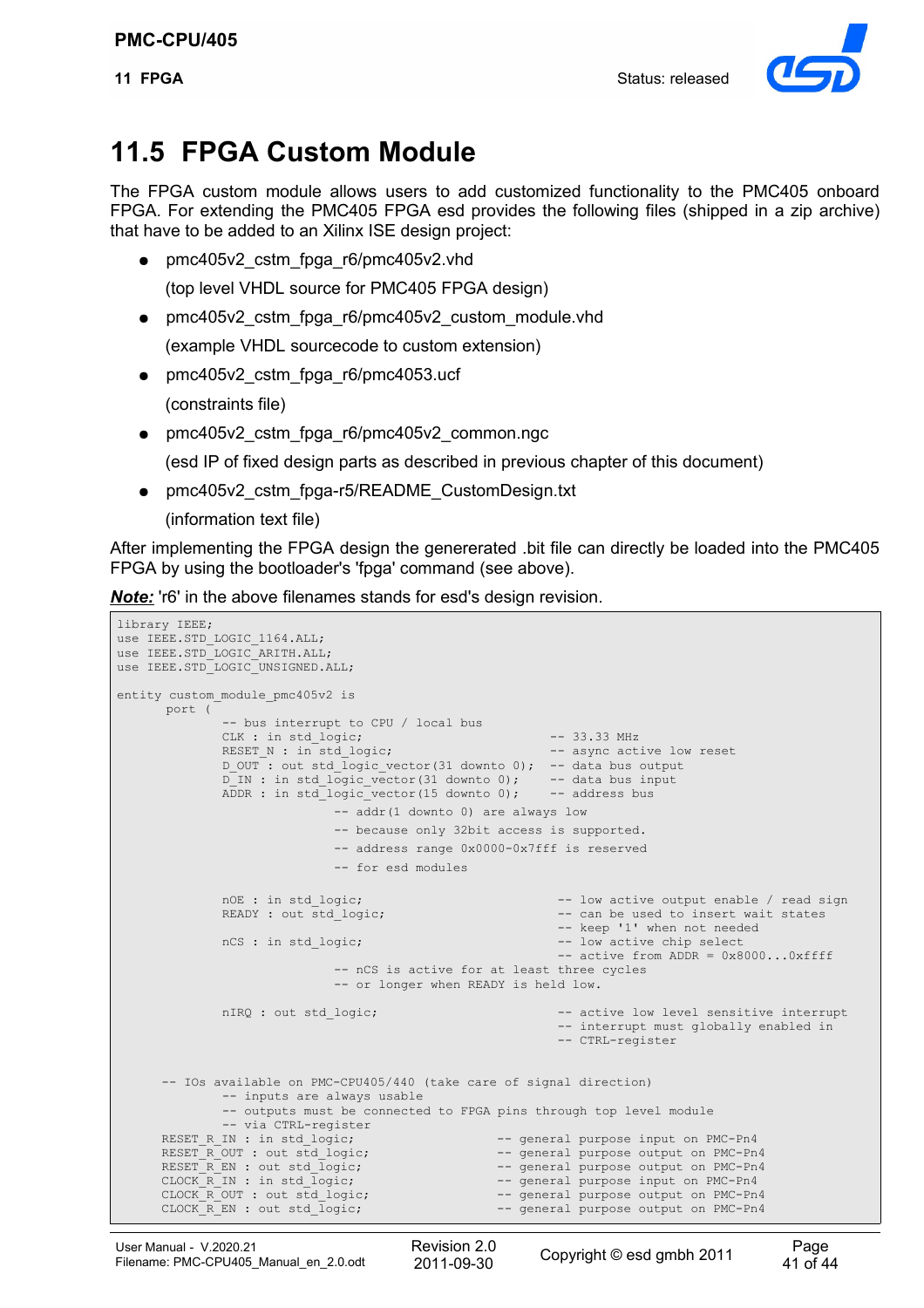## 11.5 FPGA Custom Module

The FPGA custom module allows users to add customized functionality to the PMC405 onboard FPGA. For extending the PMC405 FPGA esd provides the following files (shipped in a zip archive) that have to be added to an Xilinx ISE design project:

- pmc405v2_cstm_fpga_r6/pmc405v2.vhd

  (top level VHDL source for PMC405 FPGA design)
- pmc405v2_cstm_fpga_r6/pmc405v2_custom_module.vhd

  (example VHDL sourcecode to custom extension)
- pmc405v2_cstm_fpga_r6/pmc4053.ucf

  (constraints file)
- pmc405v2_cstm_fpga_r6/pmc405v2_common.ngc

  (esd IP of fixed design parts as described in previous chapter of this document)
- pmc405v2_cstm_fpga-r5/README_CustomDesign.txt

  (information text file)

After implementing the FPGA design the genererated .bit file can directly be loaded into the PMC405 FPGA by using the bootloader's 'fpga' command (see above).

***Note:*** 'r6' in the above filenames stands for esd's design revision.

```
library IEEE;
use IEEE.STD_LOGIC_1164.ALL;
use IEEE.STD_LOGIC_ARITH.ALL;
use IEEE.STD_LOGIC_UNSIGNED.ALL;

entity custom_module_pmc405v2 is
       port (
              -- bus interrupt to CPU / local bus
              CLK : in std_logic;                          -- 33.33 MHz
              RESET_N : in std_logic;                      -- async active low reset
              D_OUT : out std_logic_vector(31 downto 0);   -- data bus output
              D_IN : in std_logic_vector(31 downto 0);     -- data bus input
              ADDR : in std_logic_vector(15 downto 0);     -- address bus
                             -- addr(1 downto 0) are always low
                             -- because only 32bit access is supported.
                             -- address range 0x0000-0x7fff is reserved
                             -- for esd modules

              nOE : in std_logic;                           -- low active output enable / read sign
              READY : out std_logic;                        -- can be used to insert wait states
                                                            -- keep '1' when not needed
              nCS : in std_logic;                           -- low active chip select
                                                            -- active from ADDR = 0x8000...0xffff
                             -- nCS is active for at least three cycles
                             -- or longer when READY is held low.

              nIRQ : out std_logic;                         -- active low level sensitive interrupt
                                                            -- interrupt must globally enabled in
                                                            -- CTRL-register


      -- IOs available on PMC-CPU405/440 (take care of signal direction)
              -- inputs are always usable
              -- outputs must be connected to FPGA pins through top level module
              -- via CTRL-register
      RESET_R_IN : in std_logic;                    -- general purpose input on PMC-Pn4
      RESET_R_OUT : out std_logic;                  -- general purpose output on PMC-Pn4
      RESET_R_EN : out std_logic;                   -- general purpose output on PMC-Pn4
      CLOCK_R_IN : in std_logic;                    -- general purpose input on PMC-Pn4
      CLOCK_R_OUT : out std_logic;                  -- general purpose output on PMC-Pn4
      CLOCK_R_EN : out std_logic;                   -- general purpose output on PMC-Pn4
```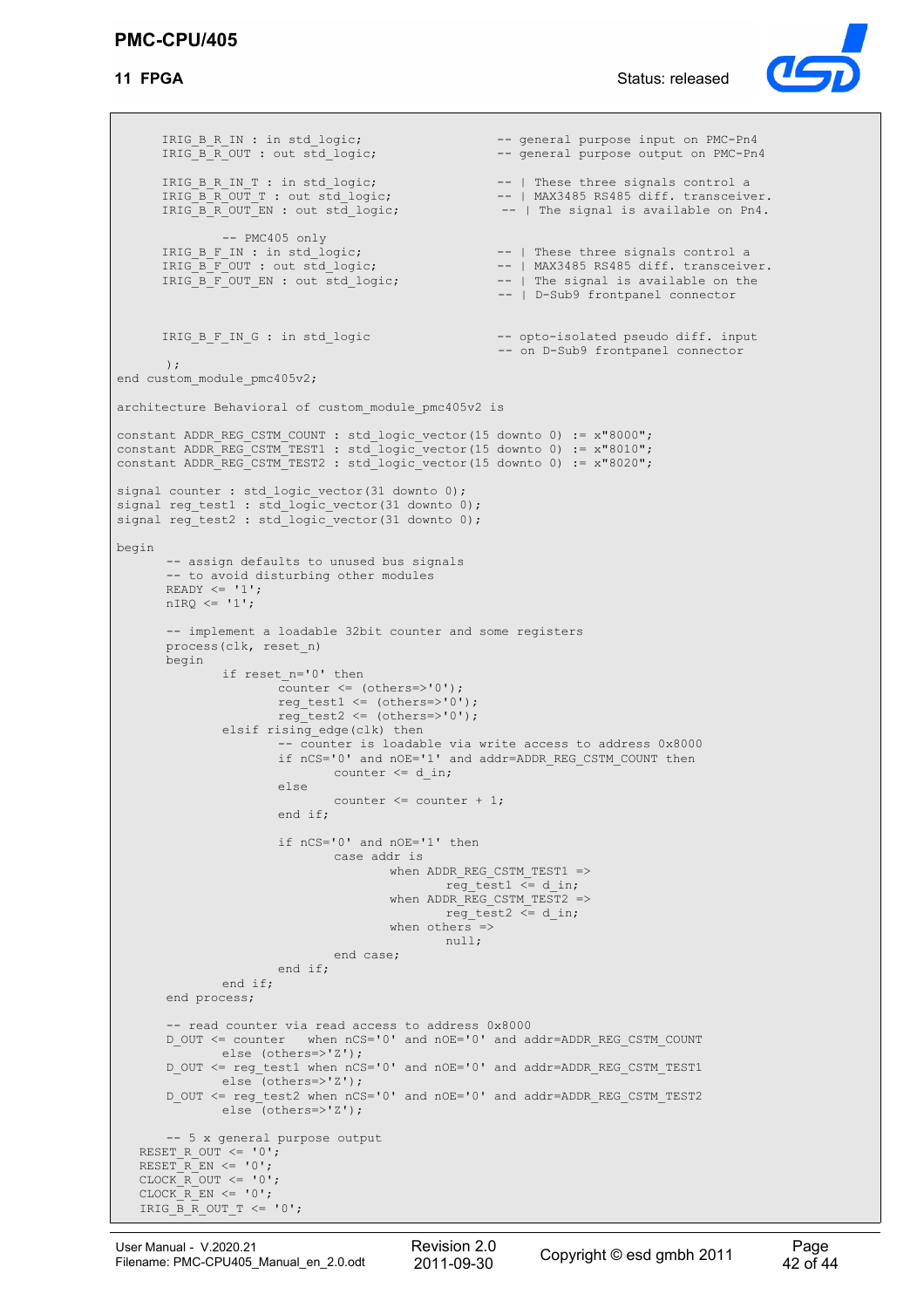```
      IRIG_B_R_IN : in std_logic;                     -- general purpose input on PMC-Pn4
      IRIG_B_R_OUT : out std_logic;                   -- general purpose output on PMC-Pn4

      IRIG_B_R_IN_T : in std_logic;                   -- | These three signals control a
      IRIG_B_R_OUT_T : out std_logic;                 -- | MAX3485 RS485 diff. transceiver.
      IRIG_B_R_OUT_EN : out std_logic;                 -- | The signal is available on Pn4.

              -- PMC405 only
      IRIG_B_F_IN : in std_logic;                     -- | These three signals control a
      IRIG_B_F_OUT : out std_logic;                   -- | MAX3485 RS485 diff. transceiver.
      IRIG_B_F_OUT_EN : out std_logic;                -- | The signal is available on the
                                                      -- | D-Sub9 frontpanel connector


      IRIG_B_F_IN_G : in std_logic                    -- opto-isolated pseudo diff. input
                                                      -- on D-Sub9 frontpanel connector
       );
end custom_module_pmc405v2;

architecture Behavioral of custom_module_pmc405v2 is

constant ADDR_REG_CSTM_COUNT : std_logic_vector(15 downto 0) := x"8000";
constant ADDR_REG_CSTM_TEST1 : std_logic_vector(15 downto 0) := x"8010";
constant ADDR_REG_CSTM_TEST2 : std_logic_vector(15 downto 0) := x"8020";

signal counter : std_logic_vector(31 downto 0);
signal reg_test1 : std_logic_vector(31 downto 0);
signal reg_test2 : std_logic_vector(31 downto 0);

begin
       -- assign defaults to unused bus signals
       -- to avoid disturbing other modules
       READY <= '1';
       nIRQ <= '1';

       -- implement a loadable 32bit counter and some registers
       process(clk, reset_n)
       begin
               if reset_n='0' then
                       counter <= (others=>'0');
                       reg_test1 <= (others=>'0');
                       reg_test2 <= (others=>'0');
               elsif rising_edge(clk) then
                       -- counter is loadable via write access to address 0x8000
                       if nCS='0' and nOE='1' and addr=ADDR_REG_CSTM_COUNT then
                               counter <= d_in;
                       else
                               counter <= counter + 1;
                       end if;

                       if nCS='0' and nOE='1' then
                               case addr is
                                       when ADDR_REG_CSTM_TEST1 =>
                                               reg_test1 <= d_in;
                                       when ADDR_REG_CSTM_TEST2 =>
                                               reg_test2 <= d_in;
                                       when others =>
                                               null;
                               end case;
                       end if;
               end if;
       end process;

       -- read counter via read access to address 0x8000
       D_OUT <= counter   when nCS='0' and nOE='0' and addr=ADDR_REG_CSTM_COUNT
               else (others=>'Z');
       D_OUT <= reg_test1 when nCS='0' and nOE='0' and addr=ADDR_REG_CSTM_TEST1
               else (others=>'Z');
       D_OUT <= reg_test2 when nCS='0' and nOE='0' and addr=ADDR_REG_CSTM_TEST2
               else (others=>'Z');

       -- 5 x general purpose output
    RESET_R_OUT <= '0';
    RESET_R_EN <= '0';
    CLOCK_R_OUT <= '0';
    CLOCK_R_EN <= '0';
    IRIG_B_R_OUT_T <= '0';
```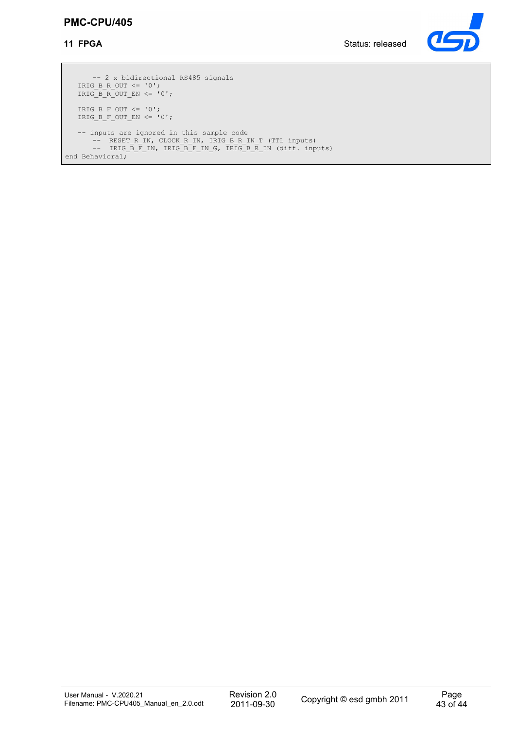```
      -- 2 x bidirectional RS485 signals
   IRIG_B_R_OUT <= '0';
   IRIG_B_R_OUT_EN <= '0';

   IRIG_B_F_OUT <= '0';
   IRIG_B_F_OUT_EN <= '0';

   -- inputs are ignored in this sample code
      --  RESET_R_IN, CLOCK_R_IN, IRIG_B_R_IN_T (TTL inputs)
      --  IRIG_B_F_IN, IRIG_B_F_IN_G, IRIG_B_R_IN (diff. inputs)
end Behavioral;
```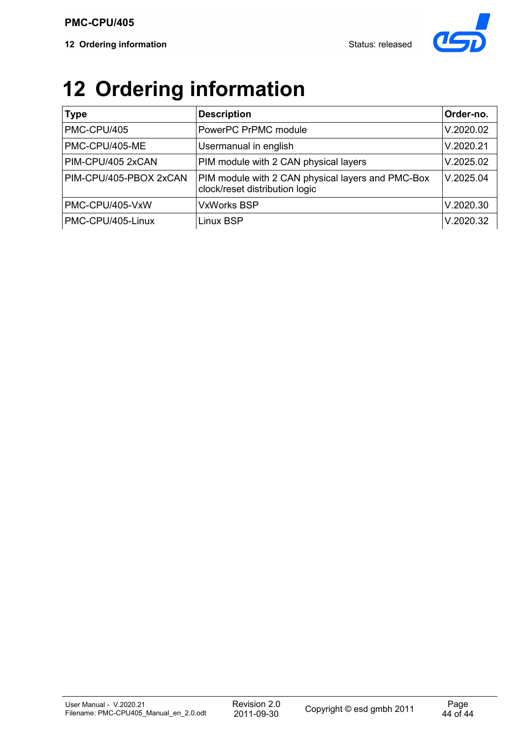# 12 Ordering information

| Type | Description | Order-no. |
|---|---|---|
| PMC-CPU/405 | PowerPC PrPMC module | V.2020.02 |
| PMC-CPU/405-ME | Usermanual in english | V.2020.21 |
| PIM-CPU/405 2xCAN | PIM module with 2 CAN physical layers | V.2025.02 |
| PIM-CPU/405-PBOX 2xCAN | PIM module with 2 CAN physical layers and PMC-Box clock/reset distribution logic | V.2025.04 |
| PMC-CPU/405-VxW | VxWorks BSP | V.2020.30 |
| PMC-CPU/405-Linux | Linux BSP | V.2020.32 |